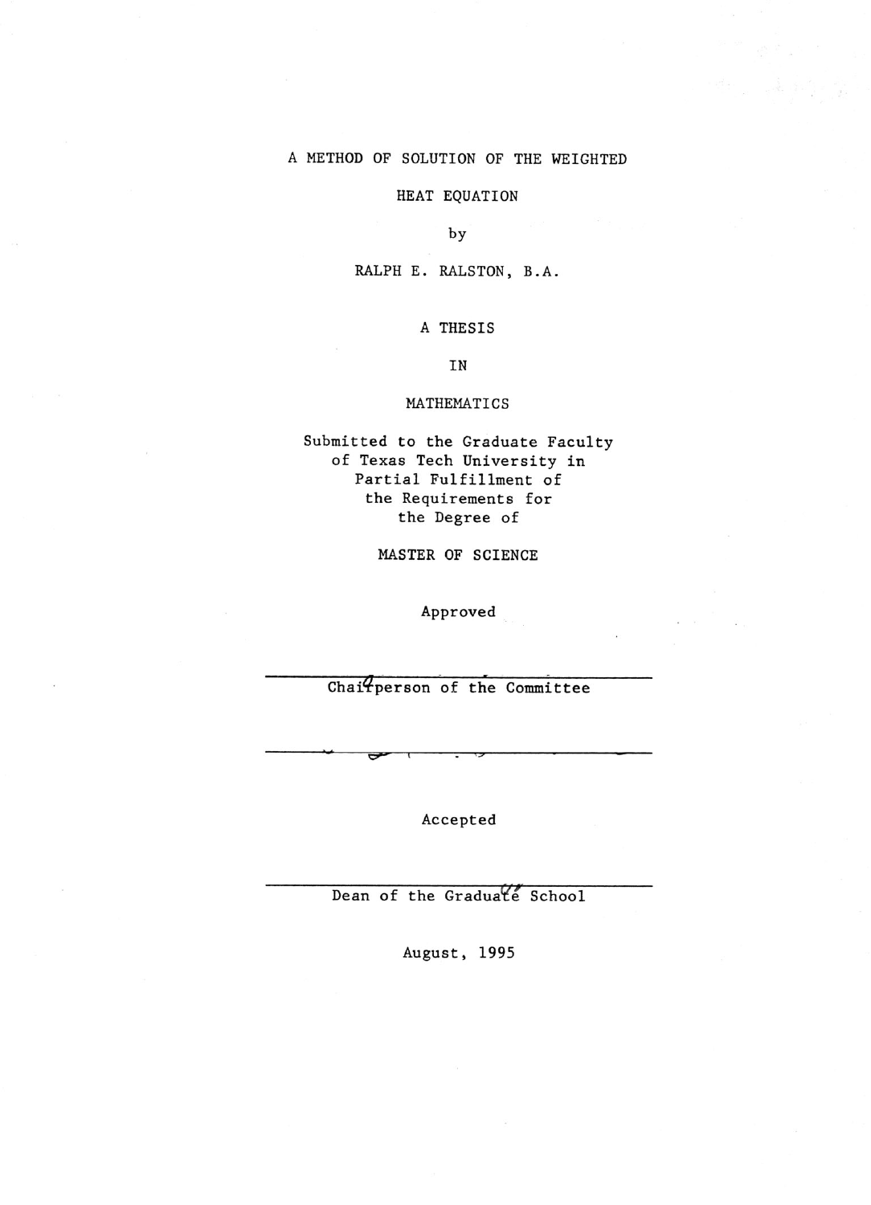A METHOD OF SOLUTION OF THE WEIGHTED

HEAT EQUATION

by

RALPH E. RALSTON, B.A.

A THESIS

IN

MATHEMATICS

Submitted to the Graduate Faculty
of Texas Tech University in
Partial Fulfillment of
the Requirements for
the Degree of

MASTER OF SCIENCE

Approved

Chairperson of the Committee

Accepted

Dean of the Graduate School

August, 1995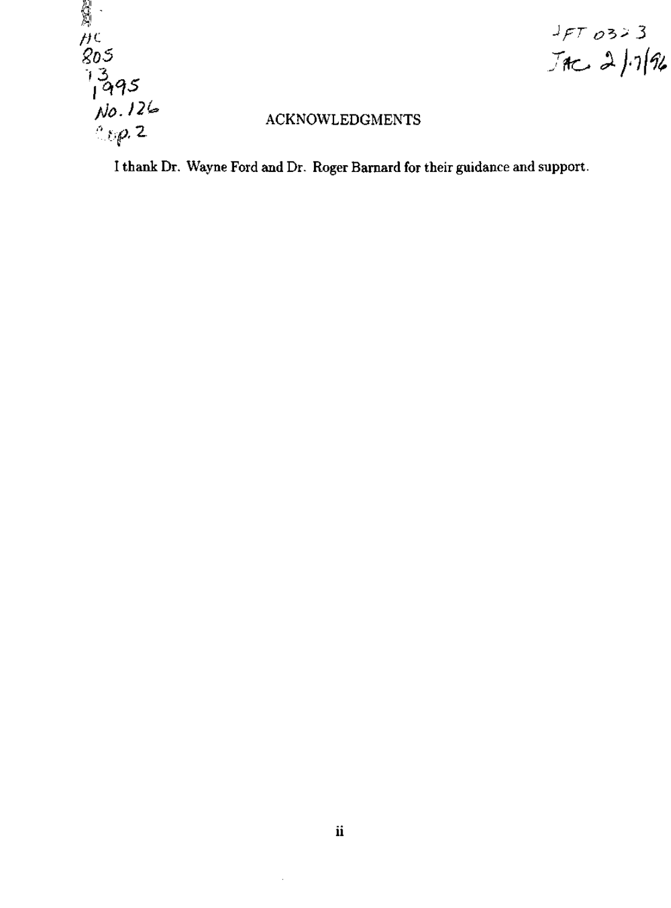## ACKNOWLEDGMENTS

I thank Dr. Wayne Ford and Dr. Roger Barnard for their guidance and support.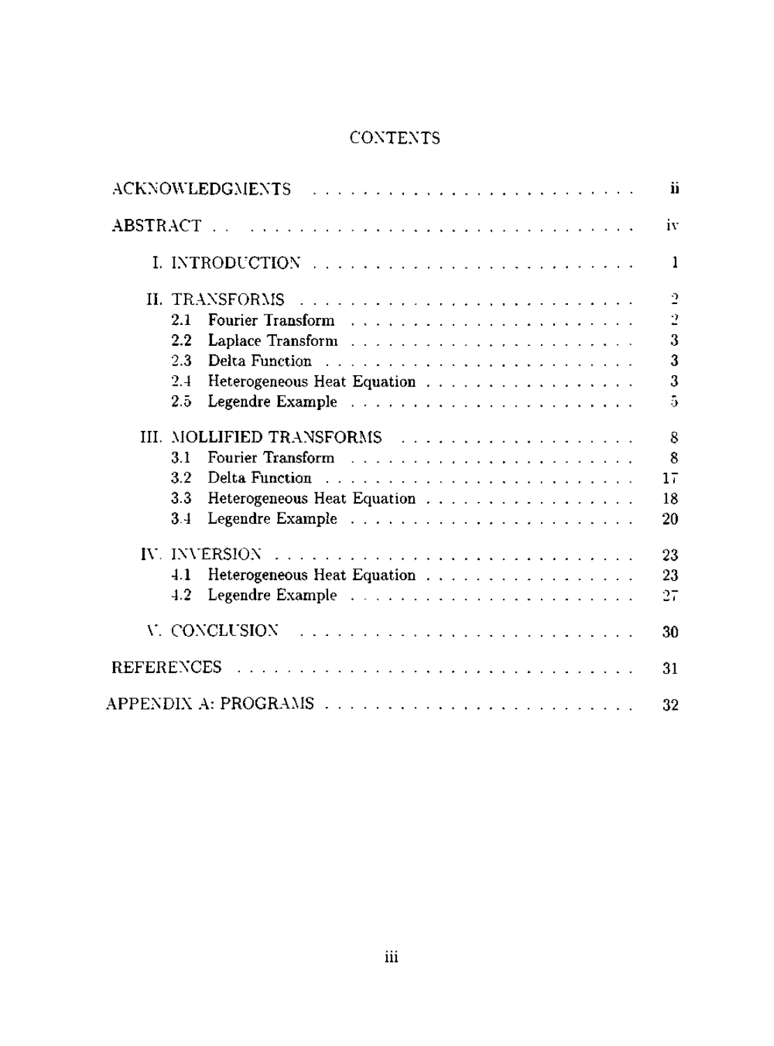# CONTENTS

ACKNOWLEDGMENTS . . . . . . . . . . . . . . . . . . . . . . . . . . . ii

ABSTRACT . . . . . . . . . . . . . . . . . . . . . . . . . . . . . . iv

I. INTRODUCTION . . . . . . . . . . . . . . . . . . . . . . . . . . 1

II. TRANSFORMS . . . . . . . . . . . . . . . . . . . . . . . . . . 2
- 2.1 Fourier Transform . . . . . . . . . . . . . . . . . . . . . . 2
- 2.2 Laplace Transform . . . . . . . . . . . . . . . . . . . . . . 3
- 2.3 Delta Function . . . . . . . . . . . . . . . . . . . . . . . . 3
- 2.4 Heterogeneous Heat Equation . . . . . . . . . . . . . . . . . 3
- 2.5 Legendre Example . . . . . . . . . . . . . . . . . . . . . . 5

III. MOLLIFIED TRANSFORMS . . . . . . . . . . . . . . . . . . . 8
- 3.1 Fourier Transform . . . . . . . . . . . . . . . . . . . . . . 8
- 3.2 Delta Function . . . . . . . . . . . . . . . . . . . . . . . . 17
- 3.3 Heterogeneous Heat Equation . . . . . . . . . . . . . . . . . 18
- 3.4 Legendre Example . . . . . . . . . . . . . . . . . . . . . . 20

IV. INVERSION . . . . . . . . . . . . . . . . . . . . . . . . . . . 23
- 4.1 Heterogeneous Heat Equation . . . . . . . . . . . . . . . . . 23
- 4.2 Legendre Example . . . . . . . . . . . . . . . . . . . . . . 27

V. CONCLUSION . . . . . . . . . . . . . . . . . . . . . . . . . . 30

REFERENCES . . . . . . . . . . . . . . . . . . . . . . . . . . . . 31

APPENDIX A: PROGRAMS . . . . . . . . . . . . . . . . . . . . . . 32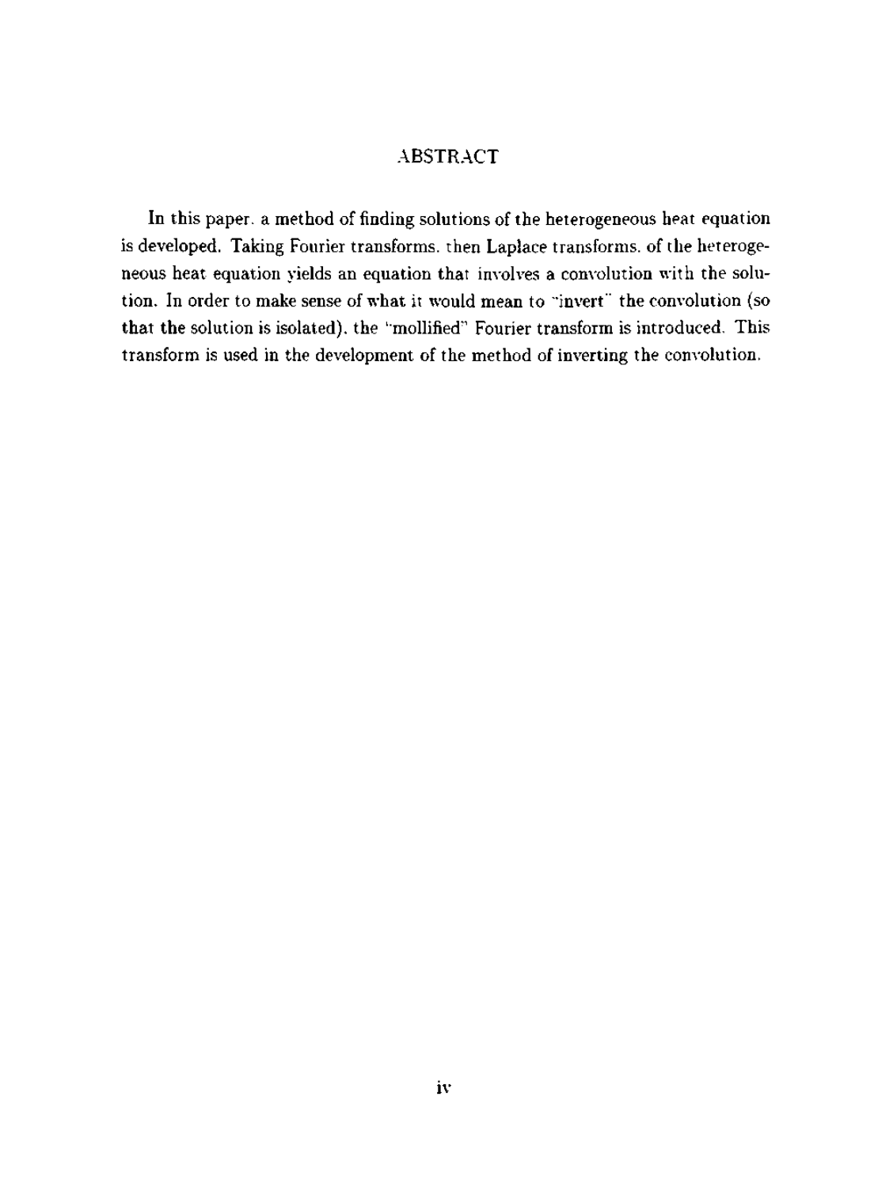# ABSTRACT

In this paper, a method of finding solutions of the heterogeneous heat equation is developed. Taking Fourier transforms, then Laplace transforms, of the heterogeneous heat equation yields an equation that involves a convolution with the solution. In order to make sense of what it would mean to "invert" the convolution (so that the solution is isolated), the "mollified" Fourier transform is introduced. This transform is used in the development of the method of inverting the convolution.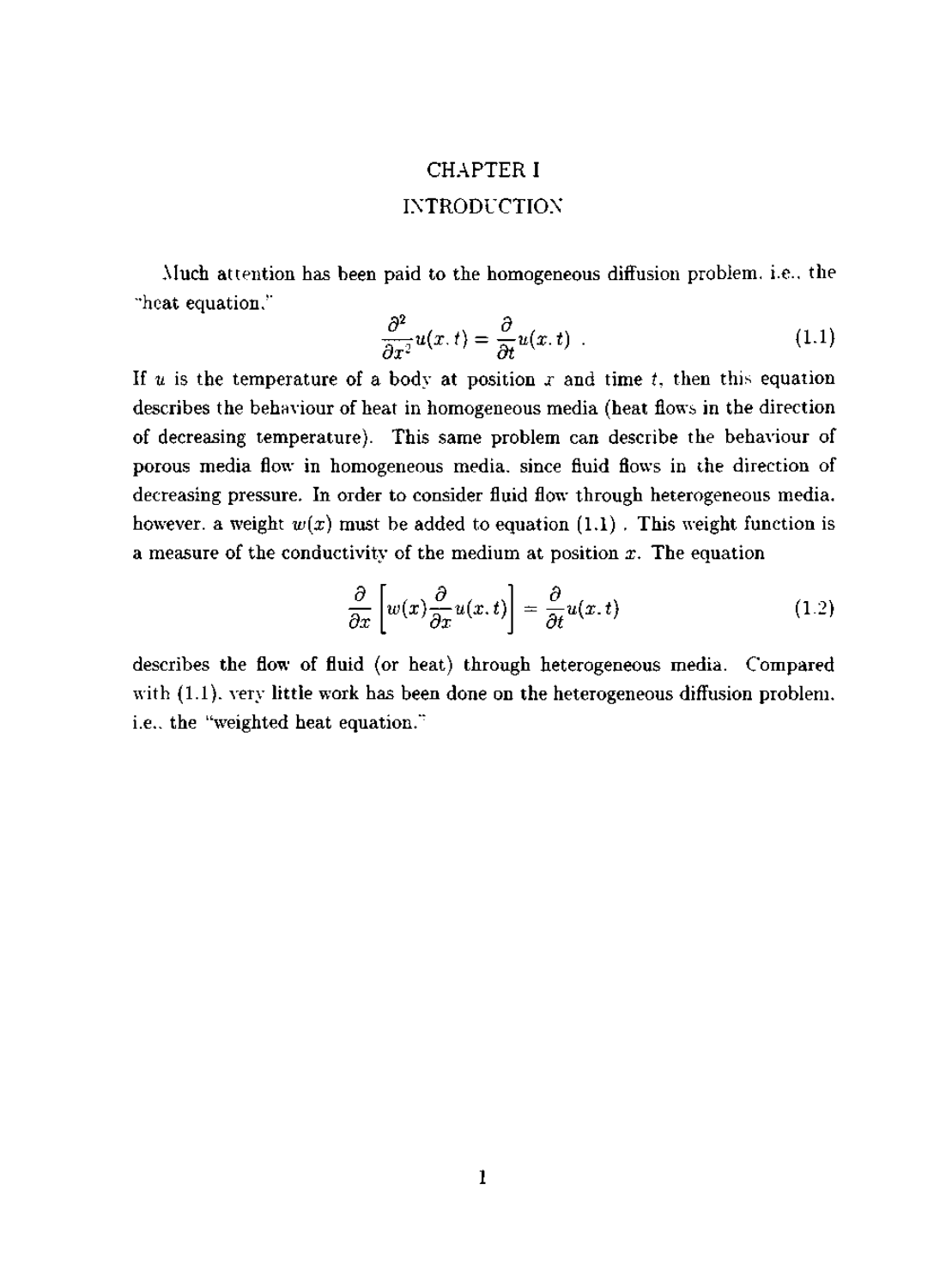# CHAPTER I

## INTRODUCTION

Much attention has been paid to the homogeneous diffusion problem, i.e., the "heat equation,"

$$\frac{\partial^2}{\partial x^2} u(x,t) = \frac{\partial}{\partial t} u(x,t) \ . \tag{1.1}$$

If $u$ is the temperature of a body at position $x$ and time $t$, then this equation describes the behaviour of heat in homogeneous media (heat flows in the direction of decreasing temperature). This same problem can describe the behaviour of porous media flow in homogeneous media, since fluid flows in the direction of decreasing pressure. In order to consider fluid flow through heterogeneous media, however, a weight $w(x)$ must be added to equation (1.1). This weight function is a measure of the conductivity of the medium at position $x$. The equation

$$\frac{\partial}{\partial x}\left[w(x)\frac{\partial}{\partial x}u(x,t)\right] = \frac{\partial}{\partial t}u(x,t) \tag{1.2}$$

describes the flow of fluid (or heat) through heterogeneous media. Compared with (1.1), very little work has been done on the heterogeneous diffusion problem, i.e., the "weighted heat equation."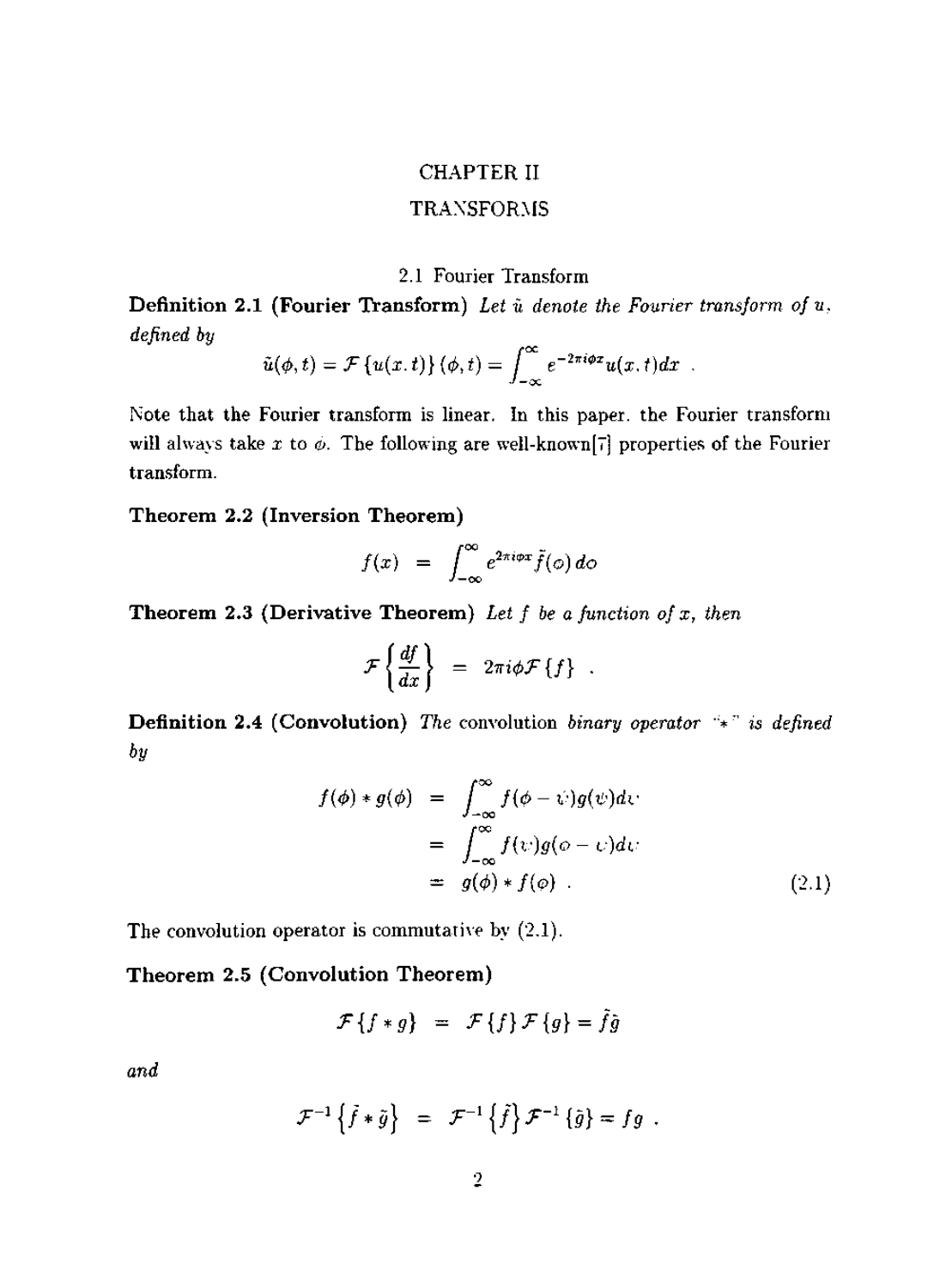# CHAPTER II

# TRANSFORMS

## 2.1 Fourier Transform

**Definition 2.1 (Fourier Transform)** *Let $\tilde{u}$ denote the Fourier transform of $u$, defined by*

$$\tilde{u}(\phi, t) = \mathcal{F}\{u(x,t)\}(\phi, t) = \int_{-\infty}^{\infty} e^{-2\pi i \phi x} u(x,t) dx \ .$$

Note that the Fourier transform is linear. In this paper, the Fourier transform will always take $x$ to $\phi$. The following are well-known[7] properties of the Fourier transform.

**Theorem 2.2 (Inversion Theorem)**

$$f(x) = \int_{-\infty}^{\infty} e^{2\pi i \phi x} \tilde{f}(\phi) \, d\phi$$

**Theorem 2.3 (Derivative Theorem)** *Let $f$ be a function of $x$, then*

$$\mathcal{F}\left\{\frac{df}{dx}\right\} = 2\pi i \phi \mathcal{F}\{f\} \ .$$

**Definition 2.4 (Convolution)** *The* convolution *binary operator "$*$" is defined by*

$$\begin{aligned} f(\phi) * g(\phi) &= \int_{-\infty}^{\infty} f(\phi - v) g(v) dv \\ &= \int_{-\infty}^{\infty} f(v) g(\phi - v) dv \\ &= g(\phi) * f(\phi) \ . \end{aligned} \tag{2.1}$$

The convolution operator is commutative by (2.1).

**Theorem 2.5 (Convolution Theorem)**

$$\mathcal{F}\{f * g\} = \mathcal{F}\{f\}\mathcal{F}\{g\} = \tilde{f}\tilde{g}$$

*and*

$$\mathcal{F}^{-1}\left\{\tilde{f} * \tilde{g}\right\} = \mathcal{F}^{-1}\left\{\tilde{f}\right\}\mathcal{F}^{-1}\{\tilde{g}\} = fg \ .$$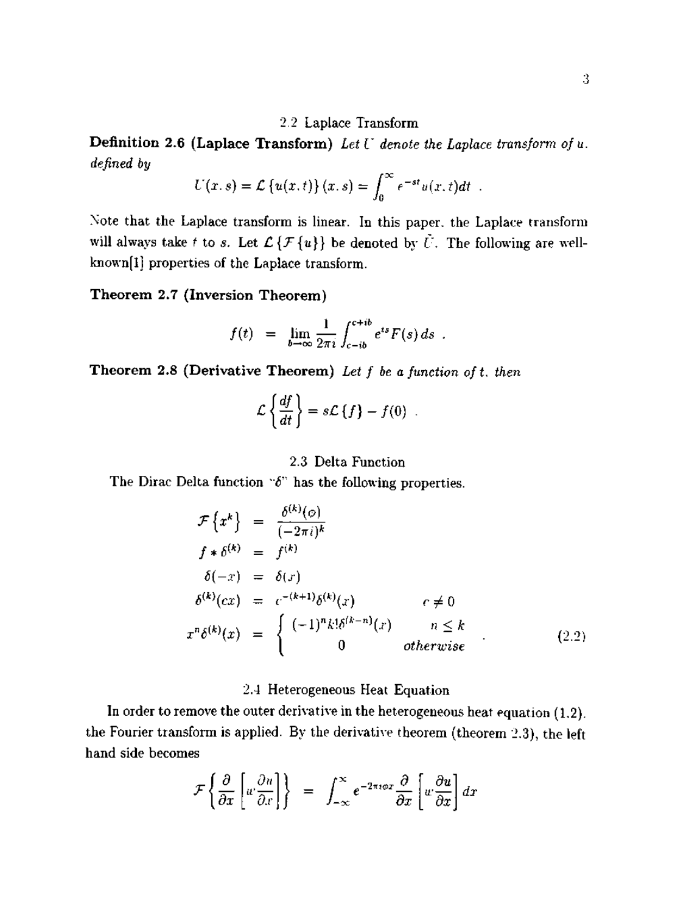## 2.2 Laplace Transform

**Definition 2.6 (Laplace Transform)** *Let $U$ denote the Laplace transform of $u$, defined by*

$$U(x,s) = \mathcal{L}\{u(x,t)\}(x,s) = \int_0^\infty e^{-st}u(x,t)dt \ .$$

Note that the Laplace transform is linear. In this paper, the Laplace transform will always take $t$ to $s$. Let $\mathcal{L}\{\mathcal{F}\{u\}\}$ be denoted by $\hat{U}$. The following are well-known[1] properties of the Laplace transform.

**Theorem 2.7 (Inversion Theorem)**

$$f(t) \ = \ \lim_{b\to\infty} \frac{1}{2\pi i}\int_{c-ib}^{c+ib} e^{ts}F(s)\,ds \ .$$

**Theorem 2.8 (Derivative Theorem)** *Let $f$ be a function of $t$, then*

$$\mathcal{L}\left\{\frac{df}{dt}\right\} = s\mathcal{L}\{f\} - f(0) \ .$$

## 2.3 Delta Function

The Dirac Delta function "$\delta$" has the following properties.

$$\begin{aligned}
\mathcal{F}\left\{x^k\right\} &= \frac{\delta^{(k)}(\sigma)}{(-2\pi i)^k} \\
f * \delta^{(k)} &= f^{(k)} \\
\delta(-x) &= \delta(x) \\
\delta^{(k)}(cx) &= c^{-(k+1)}\delta^{(k)}(x) \qquad\qquad c \neq 0 \\
x^n\delta^{(k)}(x) &= \begin{cases} (-1)^n k!\delta^{(k-n)}(x) & n \leq k \\ 0 & otherwise \end{cases} \ .
\end{aligned} \tag{2.2}$$

## 2.4 Heterogeneous Heat Equation

In order to remove the outer derivative in the heterogeneous heat equation (1.2), the Fourier transform is applied. By the derivative theorem (theorem 2.3), the left hand side becomes

$$\mathcal{F}\left\{\frac{\partial}{\partial x}\left[w\frac{\partial u}{\partial x}\right]\right\} \ = \ \int_{-\infty}^{\infty} e^{-2\pi i\sigma x}\frac{\partial}{\partial x}\left[w\frac{\partial u}{\partial x}\right]dx$$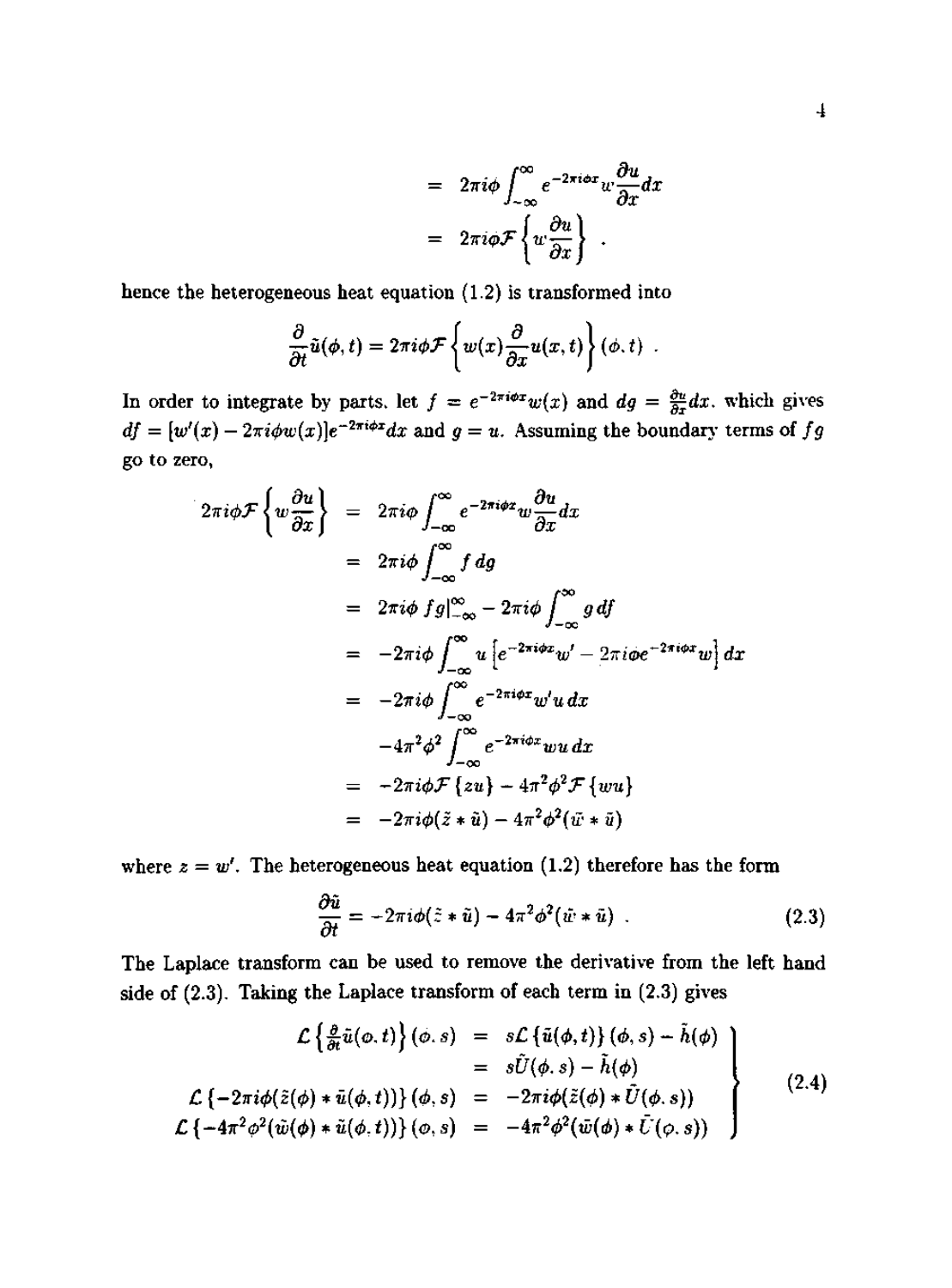$$= 2\pi i\phi \int_{-\infty}^{\infty} e^{-2\pi i\phi x} w \frac{\partial u}{\partial x} dx$$

$$= 2\pi i\phi \mathcal{F}\left\{ w \frac{\partial u}{\partial x} \right\} \ .$$

hence the heterogeneous heat equation (1.2) is transformed into

$$\frac{\partial}{\partial t}\tilde{u}(\phi, t) = 2\pi i\phi \mathcal{F}\left\{ w(x) \frac{\partial}{\partial x} u(x,t) \right\}(\phi, t) \ .$$

In order to integrate by parts, let $f = e^{-2\pi i\phi x} w(x)$ and $dg = \frac{\partial u}{\partial x} dx$, which gives $df = [w'(x) - 2\pi i\phi w(x)] e^{-2\pi i\phi x} dx$ and $g = u$. Assuming the boundary terms of $fg$ go to zero,

$$\begin{aligned}
2\pi i\phi \mathcal{F}\left\{ w\frac{\partial u}{\partial x}\right\} &= 2\pi i\phi \int_{-\infty}^{\infty} e^{-2\pi i\phi x} w \frac{\partial u}{\partial x} dx \\
&= 2\pi i\phi \int_{-\infty}^{\infty} f\, dg \\
&= 2\pi i\phi \, fg|_{-\infty}^{\infty} - 2\pi i\phi \int_{-\infty}^{\infty} g\, df \\
&= -2\pi i\phi \int_{-\infty}^{\infty} u \left[ e^{-2\pi i\phi x} w' - 2\pi i\phi e^{-2\pi i\phi x} w \right] dx \\
&= -2\pi i\phi \int_{-\infty}^{\infty} e^{-2\pi i\phi x} w' u\, dx \\
&\quad -4\pi^2\phi^2 \int_{-\infty}^{\infty} e^{-2\pi i\phi x} w u\, dx \\
&= -2\pi i\phi \mathcal{F}\{zu\} - 4\pi^2\phi^2 \mathcal{F}\{wu\} \\
&= -2\pi i\phi (\tilde{z} * \tilde{u}) - 4\pi^2\phi^2 (\tilde{w} * \tilde{u})
\end{aligned}$$

where $z = w'$. The heterogeneous heat equation (1.2) therefore has the form

$$\frac{\partial \tilde{u}}{\partial t} = -2\pi i\phi (\tilde{z} * \tilde{u}) - 4\pi^2\phi^2 (\tilde{w} * \tilde{u}) \ . \tag{2.3}$$

The Laplace transform can be used to remove the derivative from the left hand side of (2.3). Taking the Laplace transform of each term in (2.3) gives

$$\left.\begin{aligned}
\mathcal{L}\left\{\tfrac{\partial}{\partial t}\tilde{u}(\phi, t)\right\}(\phi, s) &= s\mathcal{L}\{\tilde{u}(\phi, t)\}(\phi, s) - \tilde{h}(\phi) \\
&= s\tilde{U}(\phi, s) - \tilde{h}(\phi) \\
\mathcal{L}\{-2\pi i\phi(\tilde{z}(\phi) * \tilde{u}(\phi, t))\}(\phi, s) &= -2\pi i\phi(\tilde{z}(\phi) * \tilde{U}(\phi, s)) \\
\mathcal{L}\{-4\pi^2\phi^2(\tilde{w}(\phi) * \tilde{u}(\phi, t))\}(\phi, s) &= -4\pi^2\phi^2(\tilde{w}(\phi) * \tilde{U}(\phi, s))
\end{aligned}\right\} \tag{2.4}$$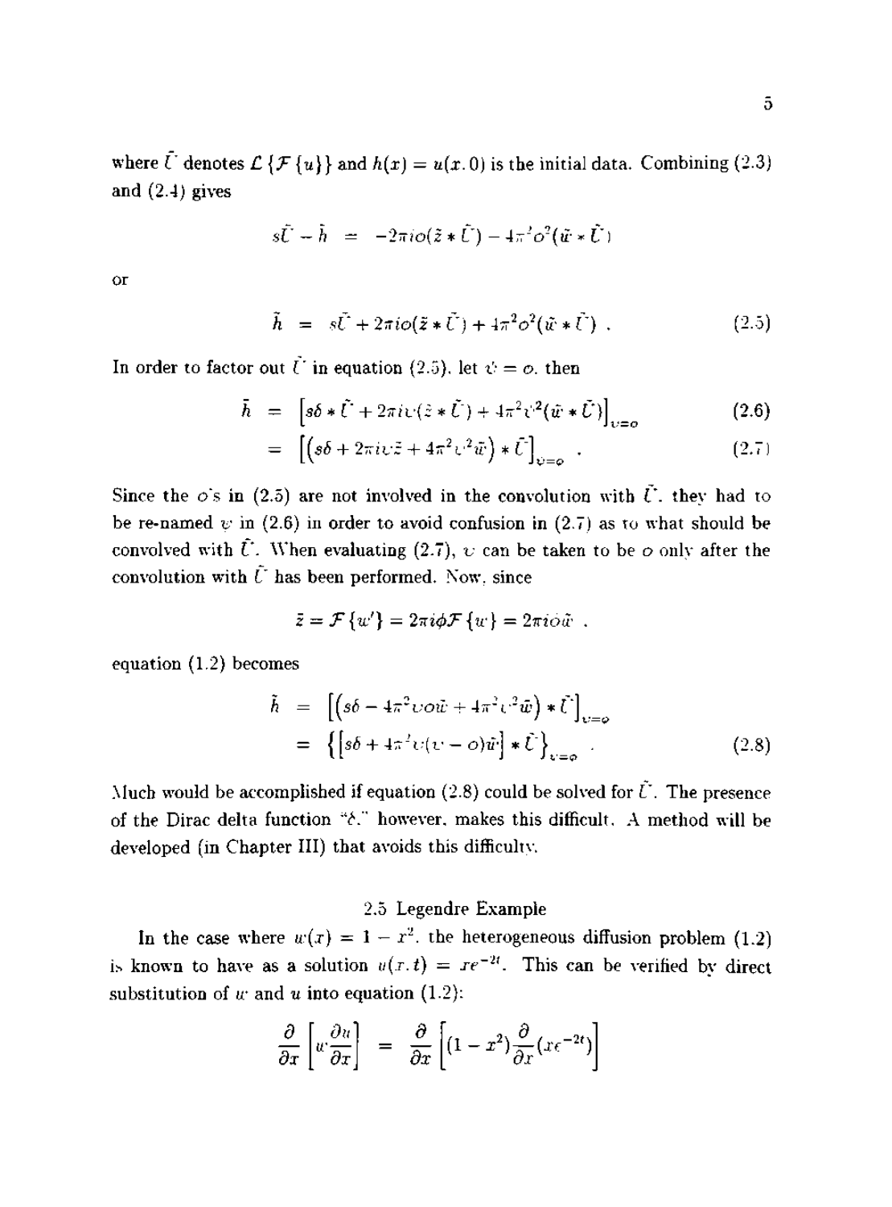where $\tilde{U}$ denotes $\mathcal{L}\{\mathcal{F}\{u\}\}$ and $h(x) = u(x, 0)$ is the initial data. Combining (2.3) and (2.4) gives

$$s\tilde{U} - \tilde{h} = -2\pi i\phi(\tilde{z} * \tilde{U}) - 4\pi^2\phi^2(\tilde{w} * \tilde{U})$$

or

$$\tilde{h} = s\tilde{U} + 2\pi i\phi(\tilde{z} * \tilde{U}) + 4\pi^2\phi^2(\tilde{w} * \tilde{U}) \ . \tag{2.5}$$

In order to factor out $\tilde{U}$ in equation (2.5), let $\upsilon = \phi$, then

$$\tilde{h} = \left[s\delta * \tilde{U} + 2\pi i\upsilon(\tilde{z} * \tilde{U}) + 4\pi^2\upsilon^2(\tilde{w} * \tilde{U})\right]_{\upsilon=\phi} \tag{2.6}$$

$$= \left[\left(s\delta + 2\pi i\upsilon\tilde{z} + 4\pi^2\upsilon^2\tilde{w}\right) * \tilde{U}\right]_{\upsilon=\phi} \ . \tag{2.7}$$

Since the $\phi$'s in (2.5) are not involved in the convolution with $\tilde{U}$, they had to be re-named $\upsilon$ in (2.6) in order to avoid confusion in (2.7) as to what should be convolved with $\tilde{U}$. When evaluating (2.7), $\upsilon$ can be taken to be $\phi$ only after the convolution with $\tilde{U}$ has been performed. Now, since

$$\tilde{z} = \mathcal{F}\{w'\} = 2\pi i\phi\mathcal{F}\{w\} = 2\pi i\phi\tilde{w} \ ,$$

equation (1.2) becomes

$$\tilde{h} = \left[\left(s\delta - 4\pi^2\upsilon\phi\tilde{w} + 4\pi^2\upsilon^2\tilde{w}\right) * \tilde{U}\right]_{\upsilon=\phi}$$

$$= \left\{\left[s\delta + 4\pi^2\upsilon(\upsilon - \phi)\tilde{w}\right] * \tilde{U}\right\}_{\upsilon=\phi} \ . \tag{2.8}$$

Much would be accomplished if equation (2.8) could be solved for $\tilde{U}$. The presence of the Dirac delta function "$\delta$," however, makes this difficult. A method will be developed (in Chapter III) that avoids this difficulty.

## 2.5 Legendre Example

In the case where $w(x) = 1 - x^2$, the heterogeneous diffusion problem (1.2) is known to have as a solution $u(x, t) = xe^{-2t}$. This can be verified by direct substitution of $w$ and $u$ into equation (1.2):

$$\frac{\partial}{\partial x}\left[w\frac{\partial u}{\partial x}\right] = \frac{\partial}{\partial x}\left[(1 - x^2)\frac{\partial}{\partial x}(xe^{-2t})\right]$$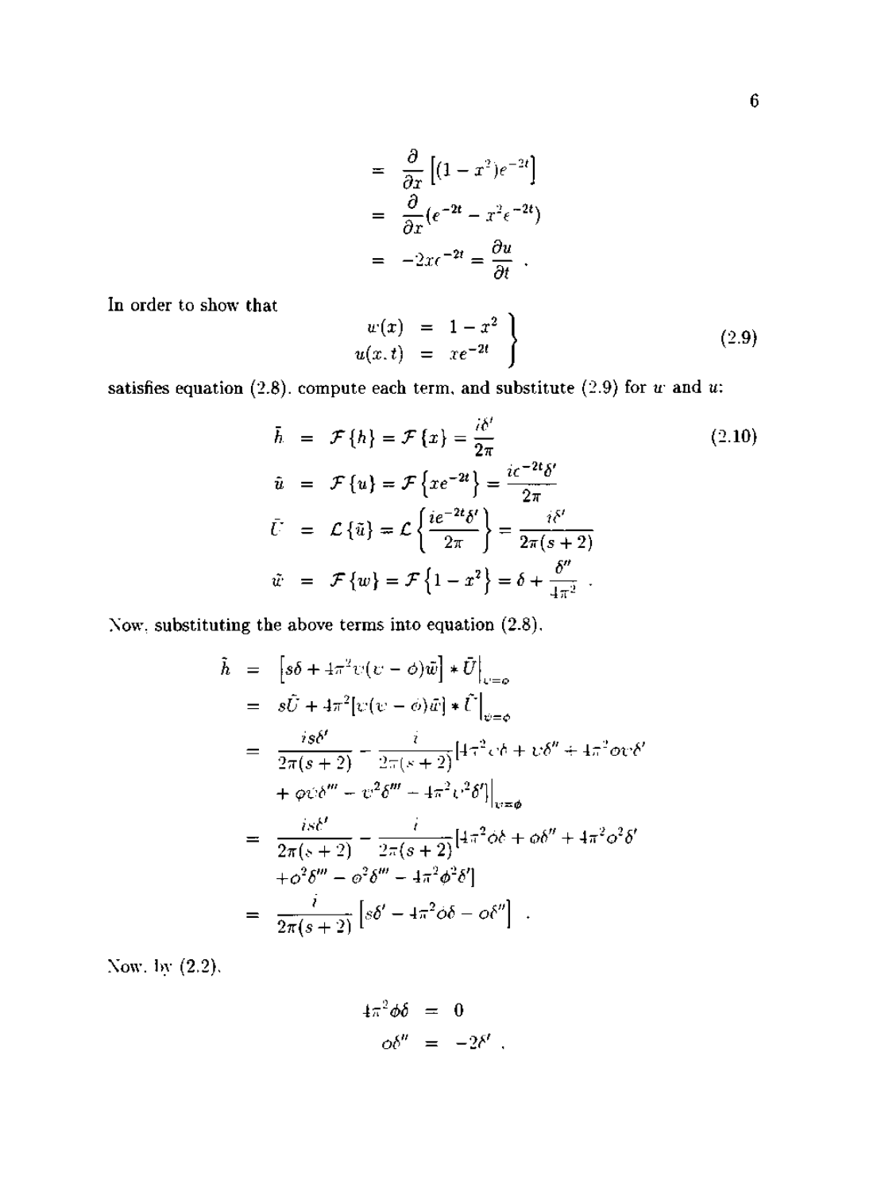$$
\begin{aligned}
&= \frac{\partial}{\partial x}\left[(1-x^2)e^{-2t}\right] \\
&= \frac{\partial}{\partial x}(e^{-2t} - x^2 e^{-2t}) \\
&= -2xe^{-2t} = \frac{\partial u}{\partial t} .
\end{aligned}
$$

In order to show that

$$
\left.
\begin{aligned}
w(x) &= 1 - x^2 \\
u(x,t) &= xe^{-2t}
\end{aligned}
\right\} \tag{2.9}
$$

satisfies equation (2.8), compute each term, and substitute (2.9) for $w$ and $u$:

$$
\begin{aligned}
\tilde{h} &= \mathcal{F}\{h\} = \mathcal{F}\{x\} = \frac{i\delta'}{2\pi} \qquad\qquad (2.10) \\
\tilde{u} &= \mathcal{F}\{u\} = \mathcal{F}\left\{xe^{-2t}\right\} = \frac{ie^{-2t}\delta'}{2\pi} \\
\tilde{U} &= \mathcal{L}\{\tilde{u}\} = \mathcal{L}\left\{\frac{ie^{-2t}\delta'}{2\pi}\right\} = \frac{i\delta'}{2\pi(s+2)} \\
\tilde{w} &= \mathcal{F}\{w\} = \mathcal{F}\left\{1-x^2\right\} = \delta + \frac{\delta''}{4\pi^2} .
\end{aligned}
$$

Now, substituting the above terms into equation (2.8),

$$
\begin{aligned}
\tilde{h} &= \left[s\delta + 4\pi^2 v(v-\phi)\tilde{w}\right] * \tilde{U}\Big|_{v=\phi} \\
&= s\tilde{U} + 4\pi^2[v(v-\phi)\tilde{w}] * \tilde{U}\Big|_{v=\phi} \\
&= \frac{is\delta'}{2\pi(s+2)} - \frac{i}{2\pi(s+2)}[4\pi^2 v\delta + v\delta'' + 4\pi^2\phi v\delta' \\
&\quad + \phi v\delta''' - v^2\delta''' - 4\pi^2 v^2\delta']\Big|_{v=\phi} \\
&= \frac{is\delta'}{2\pi(s+2)} - \frac{i}{2\pi(s+2)}[4\pi^2\phi\delta + \phi\delta'' + 4\pi^2\phi^2\delta' \\
&\quad + \phi^2\delta''' - \phi^2\delta''' - 4\pi^2\phi^2\delta'] \\
&= \frac{i}{2\pi(s+2)}\left[s\delta' - 4\pi^2\phi\delta - \phi\delta''\right] .
\end{aligned}
$$

Now, by (2.2),

$$
\begin{aligned}
4\pi^2\phi\delta &= 0 \\
\phi\delta'' &= -2\delta' .
\end{aligned}
$$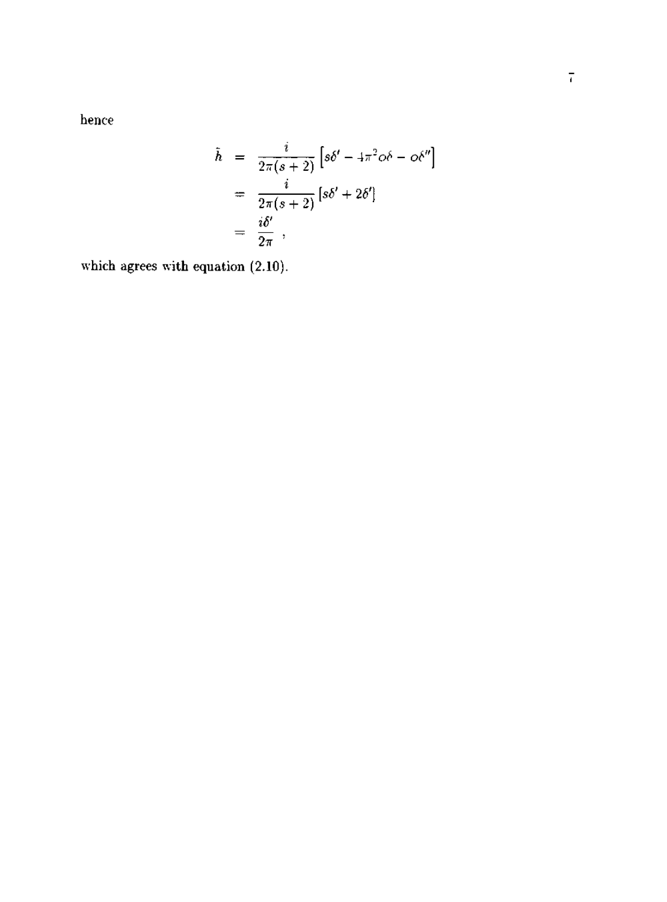hence

$$
\begin{aligned}
\tilde{h} &= \frac{i}{2\pi(s+2)}\left[s\delta' - 4\pi^2 o\delta - o\delta''\right] \\
&= \frac{i}{2\pi(s+2)}\left[s\delta' + 2\delta'\right] \\
&= \frac{i\delta'}{2\pi} \ ,
\end{aligned}
$$

which agrees with equation (2.10).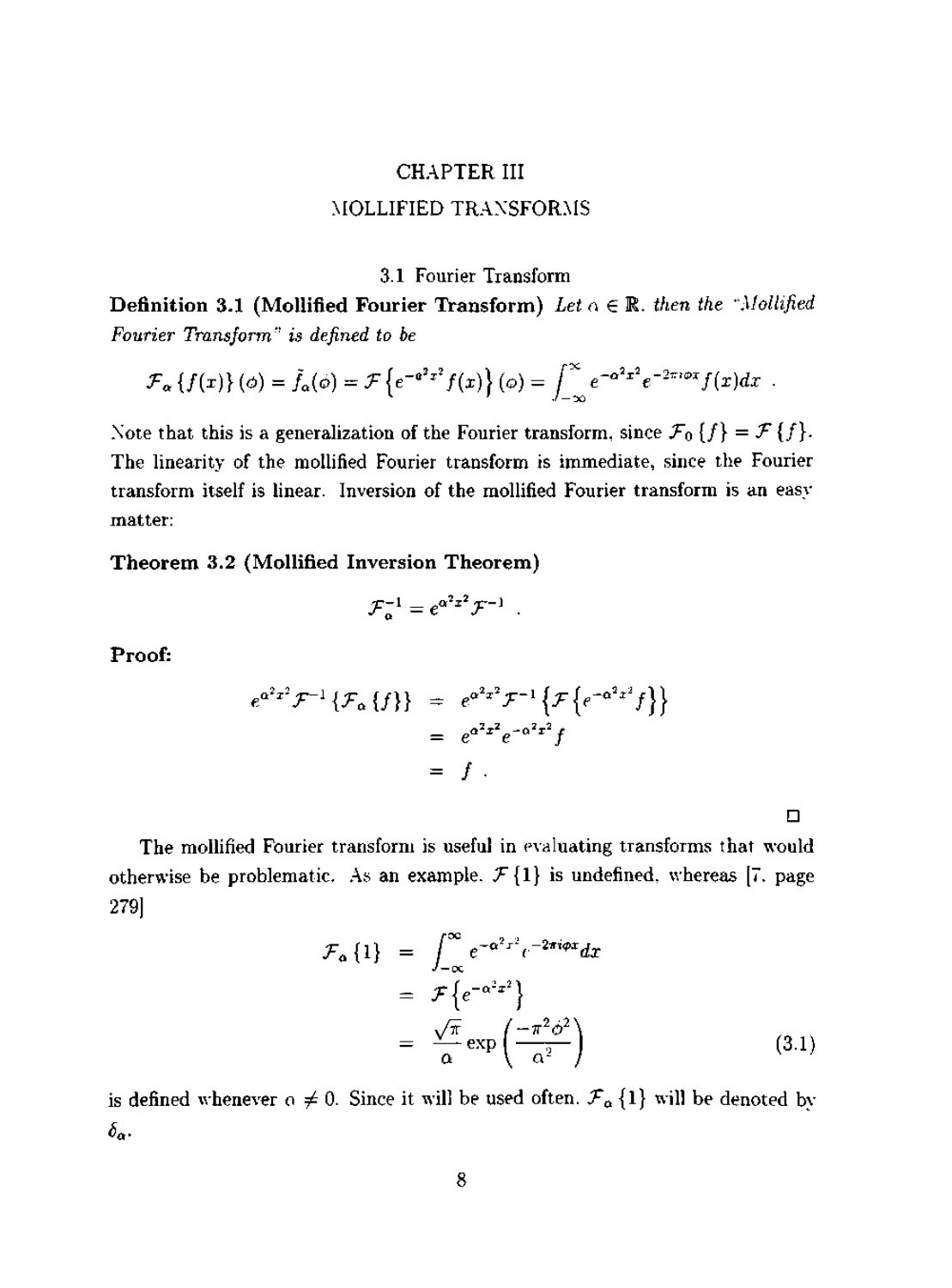# CHAPTER III

# MOLLIFIED TRANSFORMS

## 3.1 Fourier Transform

**Definition 3.1 (Mollified Fourier Transform)** *Let $\alpha \in \mathbb{R}$, then the "Mollified Fourier Transform" is defined to be*

$$\mathcal{F}_\alpha \{f(x)\} (\phi) = \tilde{f}_\alpha(\phi) = \mathcal{F}\left\{e^{-\alpha^2 x^2} f(x)\right\}(\phi) = \int_{-\infty}^{\infty} e^{-\alpha^2 x^2} e^{-2\pi i \phi x} f(x) dx \ .$$

Note that this is a generalization of the Fourier transform, since $\mathcal{F}_0 \{f\} = \mathcal{F}\{f\}$. The linearity of the mollified Fourier transform is immediate, since the Fourier transform itself is linear. Inversion of the mollified Fourier transform is an easy matter:

**Theorem 3.2 (Mollified Inversion Theorem)**

$$\mathcal{F}_\alpha^{-1} = e^{\alpha^2 x^2} \mathcal{F}^{-1} \ .$$

**Proof:**

$$\begin{aligned}
e^{\alpha^2 x^2} \mathcal{F}^{-1} \{\mathcal{F}_\alpha \{f\}\} &= e^{\alpha^2 x^2} \mathcal{F}^{-1} \left\{\mathcal{F}\left\{e^{-\alpha^2 x^2} f\right\}\right\} \\
&= e^{\alpha^2 x^2} e^{-\alpha^2 x^2} f \\
&= f \ .
\end{aligned}$$

□

The mollified Fourier transform is useful in evaluating transforms that would otherwise be problematic. As an example, $\mathcal{F}\{1\}$ is undefined, whereas [7, page 279]

$$\begin{aligned}
\mathcal{F}_\alpha \{1\} &= \int_{-\infty}^{\infty} e^{-\alpha^2 x^2} e^{-2\pi i \phi x} dx \\
&= \mathcal{F}\left\{e^{-\alpha^2 x^2}\right\} \\
&= \frac{\sqrt{\pi}}{\alpha} \exp\left(\frac{-\pi^2 \phi^2}{\alpha^2}\right) \qquad (3.1)
\end{aligned}$$

is defined whenever $\alpha \neq 0$. Since it will be used often, $\mathcal{F}_\alpha \{1\}$ will be denoted by $\delta_\alpha$.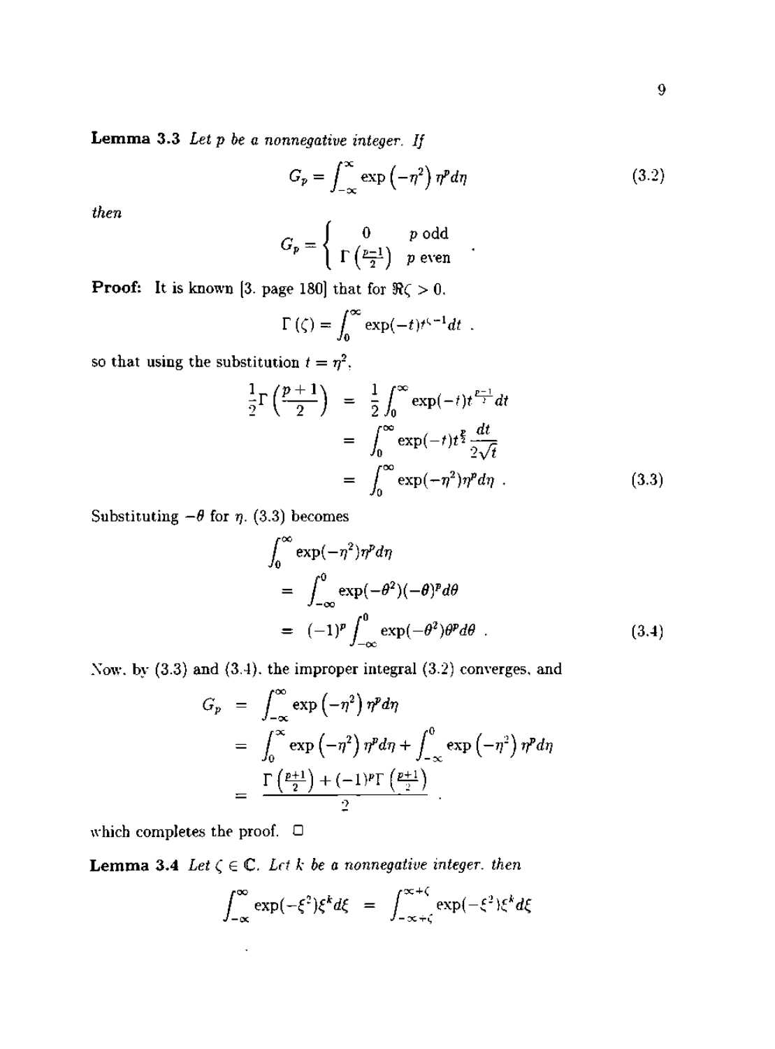**Lemma 3.3** *Let $p$ be a nonnegative integer. If*

$$G_p = \int_{-\infty}^{\infty} \exp\left(-\eta^2\right) \eta^p d\eta \tag{3.2}$$

*then*

$$G_p = \begin{cases} 0 & p \text{ odd} \\ \Gamma\left(\frac{p-1}{2}\right) & p \text{ even} \end{cases} .$$

**Proof:** It is known [3. page 180] that for $\Re\zeta > 0$.

$$\Gamma(\zeta) = \int_0^{\infty} \exp(-t) t^{\zeta-1} dt \ .$$

so that using the substitution $t = \eta^2$.

$$\begin{aligned}
\frac{1}{2}\Gamma\left(\frac{p+1}{2}\right) &= \frac{1}{2}\int_0^{\infty} \exp(-t) t^{\frac{p-1}{2}} dt \\
&= \int_0^{\infty} \exp(-t) t^{\frac{p}{2}} \frac{dt}{2\sqrt{t}} \\
&= \int_0^{\infty} \exp(-\eta^2)\eta^p d\eta \ .
\end{aligned} \tag{3.3}$$

Substituting $-\theta$ for $\eta$. (3.3) becomes

$$\begin{aligned}
&\int_0^{\infty} \exp(-\eta^2)\eta^p d\eta \\
&= \int_{-\infty}^{0} \exp(-\theta^2)(-\theta)^p d\theta \\
&= (-1)^p \int_{-\infty}^{0} \exp(-\theta^2)\theta^p d\theta \ .
\end{aligned} \tag{3.4}$$

Now, by (3.3) and (3.4), the improper integral (3.2) converges, and

$$\begin{aligned}
G_p &= \int_{-\infty}^{\infty} \exp\left(-\eta^2\right) \eta^p d\eta \\
&= \int_0^{\infty} \exp\left(-\eta^2\right) \eta^p d\eta + \int_{-\infty}^{0} \exp\left(-\eta^2\right) \eta^p d\eta \\
&= \frac{\Gamma\left(\frac{p+1}{2}\right) + (-1)^p \Gamma\left(\frac{p+1}{2}\right)}{2} \ .
\end{aligned}$$

which completes the proof. □

**Lemma 3.4** *Let $\zeta \in \mathbb{C}$. Let $k$ be a nonnegative integer. then*

$$\int_{-\infty}^{\infty} \exp(-\xi^2)\xi^k d\xi = \int_{-\infty+\zeta}^{\infty+\zeta} \exp(-\xi^2)\xi^k d\xi$$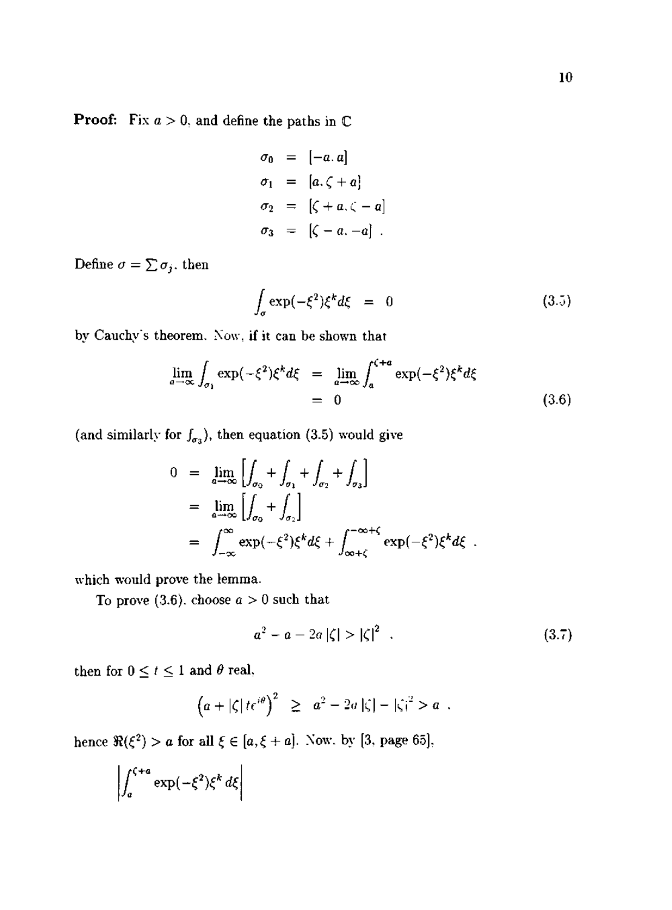**Proof:** Fix $a > 0$, and define the paths in $\mathbb{C}$

$$
\begin{aligned}
\sigma_0 &= [-a, a] \\
\sigma_1 &= [a, \zeta + a] \\
\sigma_2 &= [\zeta + a, \zeta - a] \\
\sigma_3 &= [\zeta - a, -a] \ .
\end{aligned}
$$

Define $\sigma = \sum \sigma_j$, then

$$
\int_\sigma \exp(-\xi^2)\xi^k d\xi \ = \ 0 \tag{3.5}
$$

by Cauchy's theorem. Now, if it can be shown that

$$
\begin{aligned}
\lim_{a\to\infty} \int_{\sigma_1} \exp(-\xi^2)\xi^k d\xi &= \lim_{a\to\infty} \int_a^{\zeta+a} \exp(-\xi^2)\xi^k d\xi \\
&= 0
\end{aligned} \tag{3.6}
$$

(and similarly for $\int_{\sigma_3}$), then equation (3.5) would give

$$
\begin{aligned}
0 &= \lim_{a\to\infty} \left[ \int_{\sigma_0} + \int_{\sigma_1} + \int_{\sigma_2} + \int_{\sigma_3} \right] \\
&= \lim_{a\to\infty} \left[ \int_{\sigma_0} + \int_{\sigma_2} \right] \\
&= \int_{-\infty}^{\infty} \exp(-\xi^2)\xi^k d\xi + \int_{\infty+\zeta}^{-\infty+\zeta} \exp(-\xi^2)\xi^k d\xi \ .
\end{aligned}
$$

which would prove the lemma.

To prove (3.6), choose $a > 0$ such that

$$
a^2 - a - 2a|\zeta| > |\zeta|^2 \ . \tag{3.7}
$$

then for $0 \le t \le 1$ and $\theta$ real,

$$
\left(a + |\zeta| te^{i\theta}\right)^2 \ \geq \ a^2 - 2a|\zeta| - |\zeta|^2 > a \ .
$$

hence $\Re(\xi^2) > a$ for all $\xi \in [a, \xi + a]$. Now, by [3, page 65],

$$
\left| \int_a^{\zeta+a} \exp(-\xi^2)\xi^k \, d\xi \right|
$$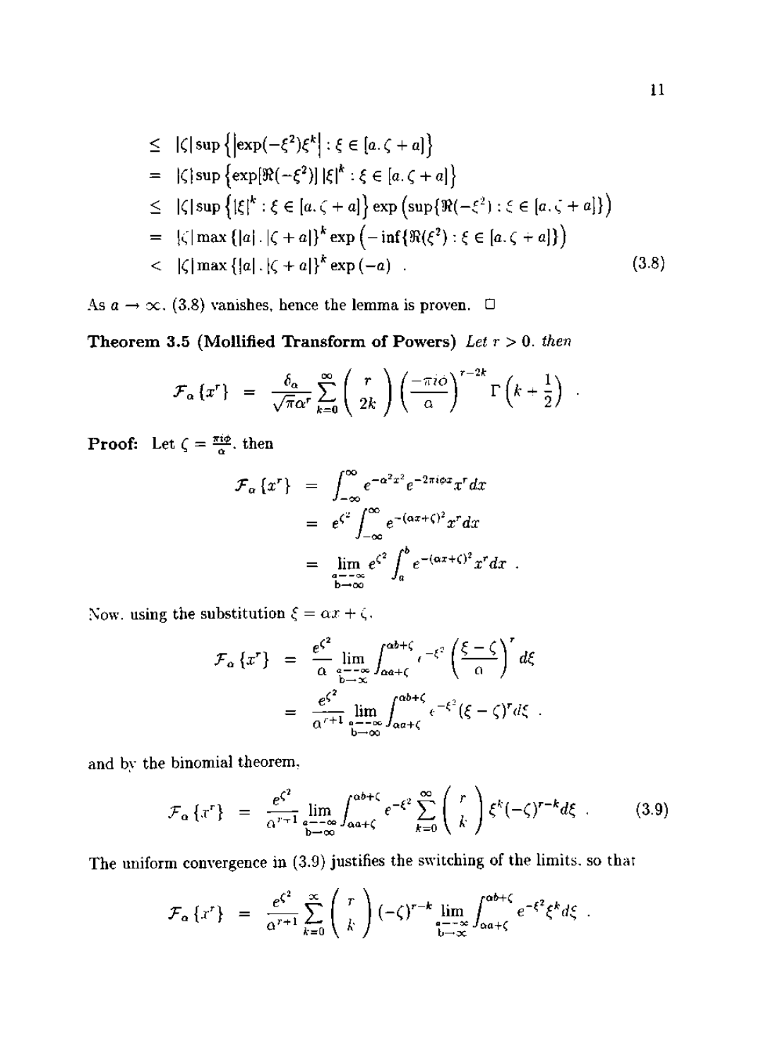$$
\begin{aligned}
&\leq |\zeta| \sup\left\{\left|\exp(-\xi^2)\xi^k\right| : \xi \in [a, \zeta + a]\right\} \\
&= |\zeta| \sup\left\{\exp[\Re(-\xi^2)]\, |\xi|^k : \xi \in [a, \zeta + a]\right\} \\
&\leq |\zeta| \sup\left\{|\xi|^k : \xi \in [a, \zeta + a]\right\} \exp\left(\sup\{\Re(-\xi^2) : \xi \in [a, \zeta + a]\}\right) \\
&= |\zeta| \max\{|a|, |\zeta + a|\}^k \exp\left(-\inf\{\Re(\xi^2) : \xi \in [a, \zeta + a]\}\right) \\
&< |\zeta| \max\{|a|, |\zeta + a|\}^k \exp(-a) \quad . \qquad (3.8)
\end{aligned}
$$

As $a \to \infty$, (3.8) vanishes, hence the lemma is proven. □

**Theorem 3.5 (Mollified Transform of Powers)** *Let $r > 0$, then*

$$
\mathcal{F}_\alpha\{x^r\} = \frac{\delta_\alpha}{\sqrt{\pi}\alpha^r} \sum_{k=0}^{\infty} \binom{r}{2k} \left(\frac{-\pi i \phi}{\alpha}\right)^{r-2k} \Gamma\left(k + \frac{1}{2}\right) \quad .
$$

**Proof:** Let $\zeta = \frac{\pi i \phi}{\alpha}$, then

$$
\begin{aligned}
\mathcal{F}_\alpha\{x^r\} &= \int_{-\infty}^{\infty} e^{-\alpha^2 x^2} e^{-2\pi i \phi x} x^r dx \\
&= e^{\zeta^2} \int_{-\infty}^{\infty} e^{-(\alpha x + \zeta)^2} x^r dx \\
&= \lim_{\substack{a \to -\infty \\ b \to \infty}} e^{\zeta^2} \int_a^b e^{-(\alpha x + \zeta)^2} x^r dx \quad .
\end{aligned}
$$

Now, using the substitution $\xi = \alpha x + \zeta$,

$$
\begin{aligned}
\mathcal{F}_\alpha\{x^r\} &= \frac{e^{\zeta^2}}{\alpha} \lim_{\substack{a \to -\infty \\ b \to \infty}} \int_{\alpha a + \zeta}^{\alpha b + \zeta} e^{-\xi^2} \left(\frac{\xi - \zeta}{\alpha}\right)^r d\xi \\
&= \frac{e^{\zeta^2}}{\alpha^{r+1}} \lim_{\substack{a \to -\infty \\ b \to \infty}} \int_{\alpha a + \zeta}^{\alpha b + \zeta} e^{-\xi^2} (\xi - \zeta)^r d\xi \quad .
\end{aligned}
$$

and by the binomial theorem,

$$
\mathcal{F}_\alpha\{x^r\} = \frac{e^{\zeta^2}}{\alpha^{r+1}} \lim_{\substack{a \to -\infty \\ b \to \infty}} \int_{\alpha a + \zeta}^{\alpha b + \zeta} e^{-\xi^2} \sum_{k=0}^{\infty} \binom{r}{k} \xi^k (-\zeta)^{r-k} d\xi \quad . \qquad (3.9)
$$

The uniform convergence in (3.9) justifies the switching of the limits, so that

$$
\mathcal{F}_\alpha\{x^r\} = \frac{e^{\zeta^2}}{\alpha^{r+1}} \sum_{k=0}^{\infty} \binom{r}{k} (-\zeta)^{r-k} \lim_{\substack{a \to -\infty \\ b \to \infty}} \int_{\alpha a + \zeta}^{\alpha b + \zeta} e^{-\xi^2} \xi^k d\xi \quad .
$$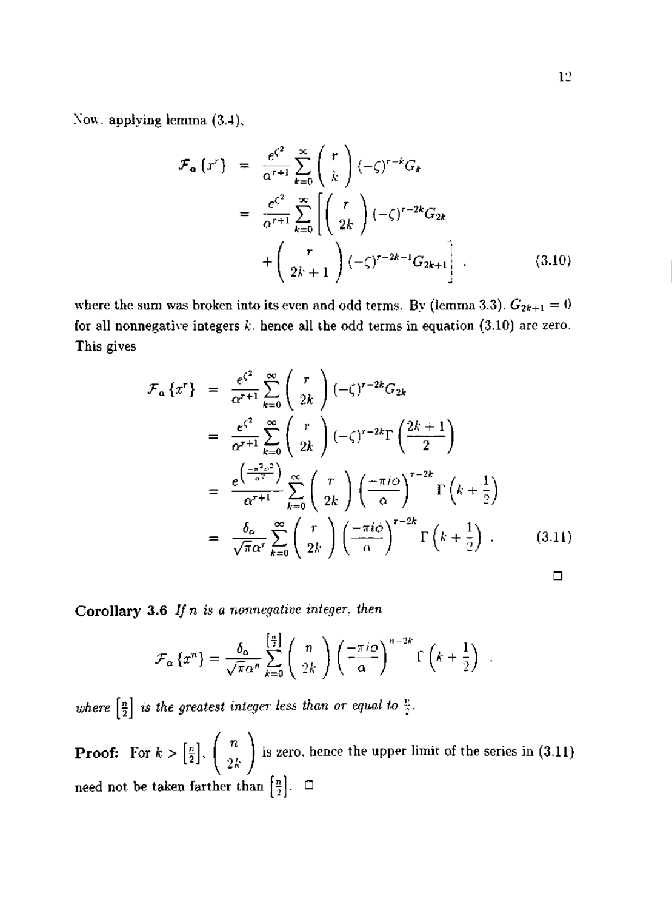Now, applying lemma (3.4),

$$
\begin{aligned}
\mathcal{F}_\alpha\{x^r\} &= \frac{e^{\zeta^2}}{\alpha^{r+1}} \sum_{k=0}^{\infty} \binom{r}{k} (-\zeta)^{r-k} G_k \\
&= \frac{e^{\zeta^2}}{\alpha^{r+1}} \sum_{k=0}^{\infty} \left[ \binom{r}{2k} (-\zeta)^{r-2k} G_{2k} \right. \\
&\quad \left. + \binom{r}{2k+1} (-\zeta)^{r-2k-1} G_{2k+1} \right] .
\end{aligned} \tag{3.10}
$$

where the sum was broken into its even and odd terms. By (lemma 3.3), $G_{2k+1} = 0$ for all nonnegative integers $k$, hence all the odd terms in equation (3.10) are zero. This gives

$$
\begin{aligned}
\mathcal{F}_\alpha\{x^r\} &= \frac{e^{\zeta^2}}{\alpha^{r+1}} \sum_{k=0}^{\infty} \binom{r}{2k} (-\zeta)^{r-2k} G_{2k} \\
&= \frac{e^{\zeta^2}}{\alpha^{r+1}} \sum_{k=0}^{\infty} \binom{r}{2k} (-\zeta)^{r-2k} \Gamma\left(\frac{2k+1}{2}\right) \\
&= \frac{e^{\left(\frac{-\pi^2 \phi^2}{\alpha^2}\right)}}{\alpha^{r+1}} \sum_{k=0}^{\infty} \binom{r}{2k} \left(\frac{-\pi i \phi}{\alpha}\right)^{r-2k} \Gamma\left(k+\frac{1}{2}\right) \\
&= \frac{\delta_\alpha}{\sqrt{\pi}\alpha^r} \sum_{k=0}^{\infty} \binom{r}{2k} \left(\frac{-\pi i \phi}{\alpha}\right)^{r-2k} \Gamma\left(k+\frac{1}{2}\right) .
\end{aligned} \tag{3.11}
$$

□

**Corollary 3.6** *If $n$ is a nonnegative integer, then*

$$
\mathcal{F}_\alpha\{x^n\} = \frac{\delta_\alpha}{\sqrt{\pi}\alpha^n} \sum_{k=0}^{\left[\frac{n}{2}\right]} \binom{n}{2k} \left(\frac{-\pi i \phi}{\alpha}\right)^{n-2k} \Gamma\left(k+\frac{1}{2}\right) .
$$

*where $\left[\frac{n}{2}\right]$ is the greatest integer less than or equal to $\frac{n}{2}$.*

**Proof:** For $k > \left[\frac{n}{2}\right]$, $\binom{n}{2k}$ is zero, hence the upper limit of the series in (3.11) need not be taken farther than $\left[\frac{n}{2}\right]$. □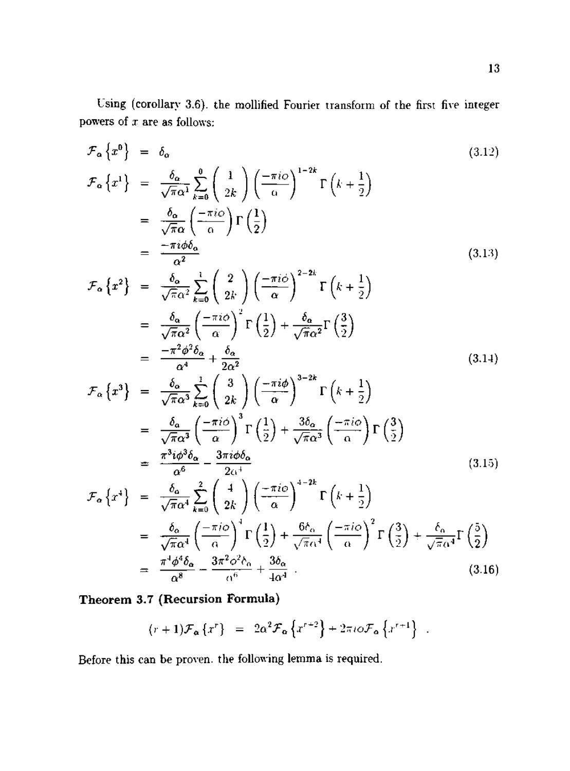Using (corollary 3.6), the mollified Fourier transform of the first five integer powers of $x$ are as follows:

$$\mathcal{F}_\alpha\left\{x^0\right\} = \delta_\alpha \tag{3.12}$$

$$\begin{aligned}
\mathcal{F}_\alpha\left\{x^1\right\} &= \frac{\delta_\alpha}{\sqrt{\pi}\alpha^1}\sum_{k=0}^{0}\binom{1}{2k}\left(\frac{-\pi i\phi}{\alpha}\right)^{1-2k}\Gamma\left(k+\frac{1}{2}\right) \\
&= \frac{\delta_\alpha}{\sqrt{\pi}\alpha}\left(\frac{-\pi i\phi}{\alpha}\right)\Gamma\left(\frac{1}{2}\right) \\
&= \frac{-\pi i\phi\delta_\alpha}{\alpha^2}
\end{aligned} \tag{3.13}$$

$$\begin{aligned}
\mathcal{F}_\alpha\left\{x^2\right\} &= \frac{\delta_\alpha}{\sqrt{\pi}\alpha^2}\sum_{k=0}^{1}\binom{2}{2k}\left(\frac{-\pi i\phi}{\alpha}\right)^{2-2k}\Gamma\left(k+\frac{1}{2}\right) \\
&= \frac{\delta_\alpha}{\sqrt{\pi}\alpha^2}\left(\frac{-\pi i\phi}{\alpha}\right)^2\Gamma\left(\frac{1}{2}\right) + \frac{\delta_\alpha}{\sqrt{\pi}\alpha^2}\Gamma\left(\frac{3}{2}\right) \\
&= \frac{-\pi^2\phi^2\delta_\alpha}{\alpha^4} + \frac{\delta_\alpha}{2\alpha^2}
\end{aligned} \tag{3.14}$$

$$\begin{aligned}
\mathcal{F}_\alpha\left\{x^3\right\} &= \frac{\delta_\alpha}{\sqrt{\pi}\alpha^3}\sum_{k=0}^{1}\binom{3}{2k}\left(\frac{-\pi i\phi}{\alpha}\right)^{3-2k}\Gamma\left(k+\frac{1}{2}\right) \\
&= \frac{\delta_\alpha}{\sqrt{\pi}\alpha^3}\left(\frac{-\pi i\phi}{\alpha}\right)^3\Gamma\left(\frac{1}{2}\right) + \frac{3\delta_\alpha}{\sqrt{\pi}\alpha^3}\left(\frac{-\pi i\phi}{\alpha}\right)\Gamma\left(\frac{3}{2}\right) \\
&= \frac{\pi^3 i\phi^3\delta_\alpha}{\alpha^6} - \frac{3\pi i\phi\delta_\alpha}{2\alpha^4}
\end{aligned} \tag{3.15}$$

$$\begin{aligned}
\mathcal{F}_\alpha\left\{x^4\right\} &= \frac{\delta_\alpha}{\sqrt{\pi}\alpha^4}\sum_{k=0}^{2}\binom{4}{2k}\left(\frac{-\pi i\phi}{\alpha}\right)^{4-2k}\Gamma\left(k+\frac{1}{2}\right) \\
&= \frac{\delta_\alpha}{\sqrt{\pi}\alpha^4}\left(\frac{-\pi i\phi}{\alpha}\right)^4\Gamma\left(\frac{1}{2}\right) + \frac{6\delta_\alpha}{\sqrt{\pi}\alpha^4}\left(\frac{-\pi i\phi}{\alpha}\right)^2\Gamma\left(\frac{3}{2}\right) + \frac{\delta_\alpha}{\sqrt{\pi}\alpha^4}\Gamma\left(\frac{5}{2}\right) \\
&= \frac{\pi^4\phi^4\delta_\alpha}{\alpha^8} - \frac{3\pi^2\phi^2\delta_\alpha}{\alpha^6} + \frac{3\delta_\alpha}{4\alpha^4}\ .
\end{aligned} \tag{3.16}$$

**Theorem 3.7 (Recursion Formula)**

$$(r+1)\mathcal{F}_\alpha\left\{x^r\right\} = 2\alpha^2\mathcal{F}_\alpha\left\{x^{r+2}\right\} + 2\pi i\phi\mathcal{F}_\alpha\left\{x^{r+1}\right\}\ .$$

Before this can be proven, the following lemma is required.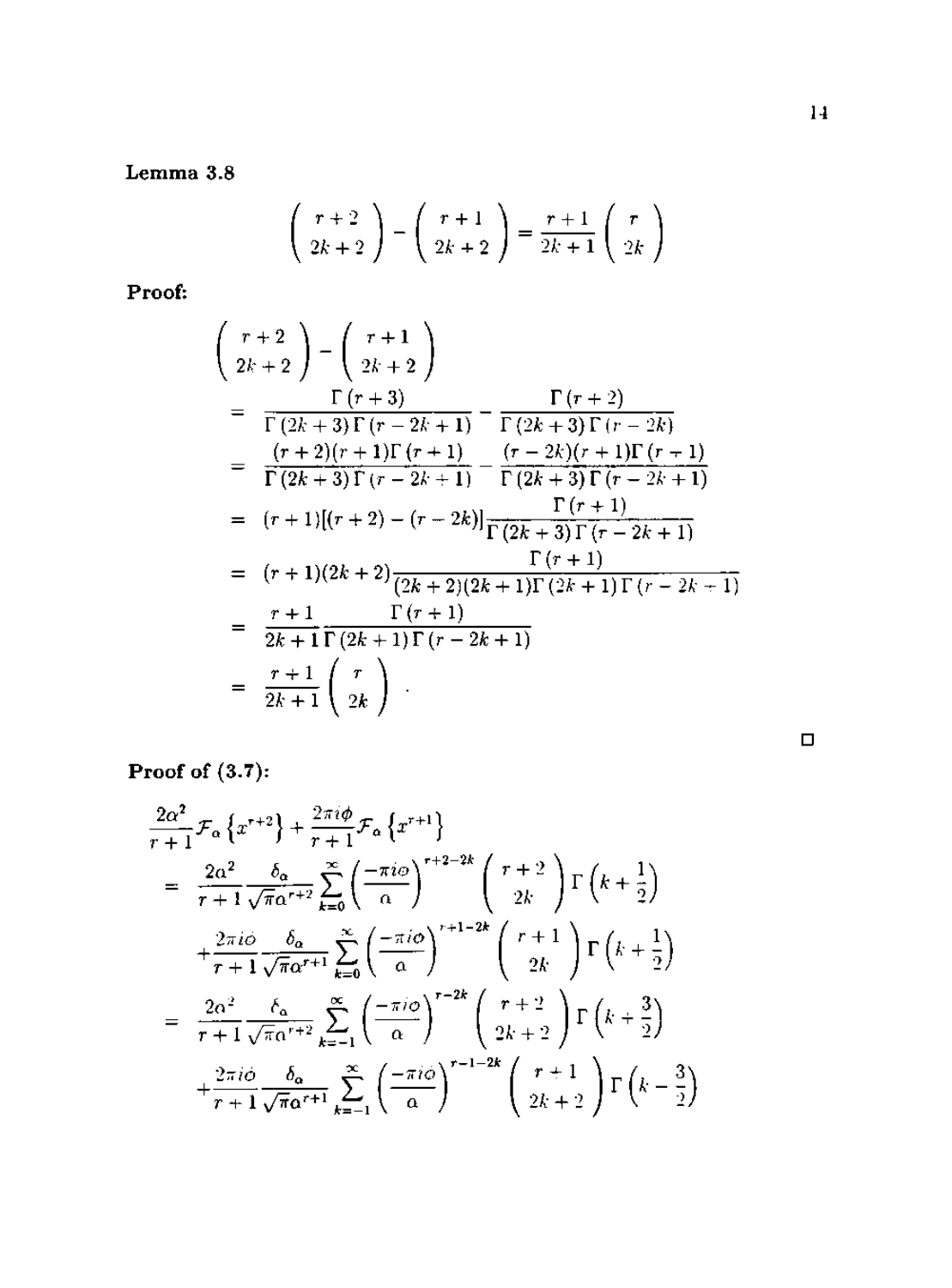**Lemma 3.8**

$$\binom{r+2}{2k+2} - \binom{r+1}{2k+2} = \frac{r+1}{2k+1}\binom{r}{2k}$$

**Proof:**

$$\begin{aligned}
&\binom{r+2}{2k+2} - \binom{r+1}{2k+2} \\
&= \frac{\Gamma(r+3)}{\Gamma(2k+3)\Gamma(r-2k+1)} - \frac{\Gamma(r+2)}{\Gamma(2k+3)\Gamma(r-2k)} \\
&= \frac{(r+2)(r+1)\Gamma(r+1)}{\Gamma(2k+3)\Gamma(r-2k+1)} - \frac{(r-2k)(r+1)\Gamma(r+1)}{\Gamma(2k+3)\Gamma(r-2k+1)} \\
&= (r+1)[(r+2)-(r-2k)]\frac{\Gamma(r+1)}{\Gamma(2k+3)\Gamma(r-2k+1)} \\
&= (r+1)(2k+2)\frac{\Gamma(r+1)}{(2k+2)(2k+1)\Gamma(2k+1)\Gamma(r-2k+1)} \\
&= \frac{r+1}{2k+1}\frac{\Gamma(r+1)}{\Gamma(2k+1)\Gamma(r-2k+1)} \\
&= \frac{r+1}{2k+1}\binom{r}{2k}.
\end{aligned}$$

□

**Proof of (3.7):**

$$\begin{aligned}
&\frac{2\alpha^2}{r+1}\mathcal{F}_\alpha\left\{x^{r+2}\right\} + \frac{2\pi i\phi}{r+1}\mathcal{F}_\alpha\left\{x^{r+1}\right\} \\
&= \frac{2\alpha^2}{r+1}\frac{\delta_\alpha}{\sqrt{\pi}\alpha^{r+2}}\sum_{k=0}^{\infty}\left(\frac{-\pi i\phi}{\alpha}\right)^{r+2-2k}\binom{r+2}{2k}\Gamma\left(k+\frac{1}{2}\right) \\
&\quad + \frac{2\pi i\phi}{r+1}\frac{\delta_\alpha}{\sqrt{\pi}\alpha^{r+1}}\sum_{k=0}^{\infty}\left(\frac{-\pi i\phi}{\alpha}\right)^{r+1-2k}\binom{r+1}{2k}\Gamma\left(k+\frac{1}{2}\right) \\
&= \frac{2\alpha^2}{r+1}\frac{\delta_\alpha}{\sqrt{\pi}\alpha^{r+2}}\sum_{k=-1}^{\infty}\left(\frac{-\pi i\phi}{\alpha}\right)^{r-2k}\binom{r+2}{2k+2}\Gamma\left(k+\frac{3}{2}\right) \\
&\quad + \frac{2\pi i\phi}{r+1}\frac{\delta_\alpha}{\sqrt{\pi}\alpha^{r+1}}\sum_{k=-1}^{\infty}\left(\frac{-\pi i\phi}{\alpha}\right)^{r-1-2k}\binom{r+1}{2k+2}\Gamma\left(k-\frac{3}{2}\right)
\end{aligned}$$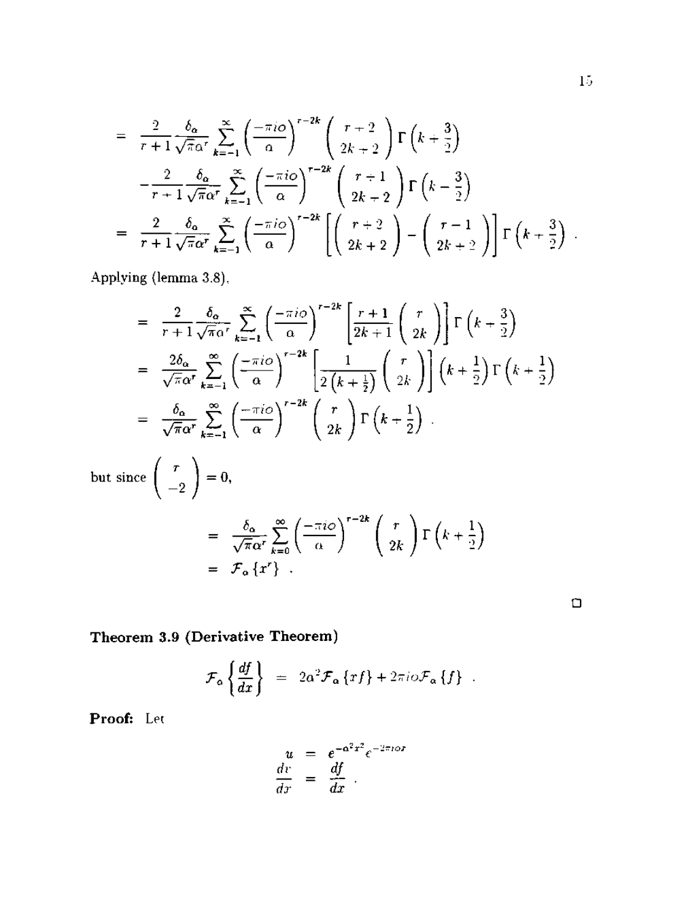$$
\begin{aligned}
&= \frac{2}{r+1}\frac{\delta_\alpha}{\sqrt{\pi}\alpha^r}\sum_{k=-1}^{\infty}\left(\frac{-\pi i o}{\alpha}\right)^{r-2k}\begin{pmatrix} r+2 \\ 2k+2 \end{pmatrix}\Gamma\left(k+\frac{3}{2}\right) \\
&\quad -\frac{2}{r+1}\frac{\delta_\alpha}{\sqrt{\pi}\alpha^r}\sum_{k=-1}^{\infty}\left(\frac{-\pi i o}{\alpha}\right)^{r-2k}\begin{pmatrix} r+1 \\ 2k+2 \end{pmatrix}\Gamma\left(k+\frac{3}{2}\right) \\
&= \frac{2}{r+1}\frac{\delta_\alpha}{\sqrt{\pi}\alpha^r}\sum_{k=-1}^{\infty}\left(\frac{-\pi i o}{\alpha}\right)^{r-2k}\left[\begin{pmatrix} r+2 \\ 2k+2 \end{pmatrix}-\begin{pmatrix} r-1 \\ 2k+2 \end{pmatrix}\right]\Gamma\left(k+\frac{3}{2}\right) .
\end{aligned}
$$

Applying (lemma 3.8),

$$
\begin{aligned}
&= \frac{2}{r+1}\frac{\delta_\alpha}{\sqrt{\pi}\alpha^r}\sum_{k=-1}^{\infty}\left(\frac{-\pi i o}{\alpha}\right)^{r-2k}\left[\frac{r+1}{2k+1}\begin{pmatrix} r \\ 2k \end{pmatrix}\right]\Gamma\left(k+\frac{3}{2}\right) \\
&= \frac{2\delta_\alpha}{\sqrt{\pi}\alpha^r}\sum_{k=-1}^{\infty}\left(\frac{-\pi i o}{\alpha}\right)^{r-2k}\left[\frac{1}{2\left(k+\frac{1}{2}\right)}\begin{pmatrix} r \\ 2k \end{pmatrix}\right]\left(k+\frac{1}{2}\right)\Gamma\left(k+\frac{1}{2}\right) \\
&= \frac{\delta_\alpha}{\sqrt{\pi}\alpha^r}\sum_{k=-1}^{\infty}\left(\frac{-\pi i o}{\alpha}\right)^{r-2k}\begin{pmatrix} r \\ 2k \end{pmatrix}\Gamma\left(k+\frac{1}{2}\right) .
\end{aligned}
$$

but since $\begin{pmatrix} r \\ -2 \end{pmatrix} = 0$,

$$
\begin{aligned}
&= \frac{\delta_\alpha}{\sqrt{\pi}\alpha^r}\sum_{k=0}^{\infty}\left(\frac{-\pi i o}{\alpha}\right)^{r-2k}\begin{pmatrix} r \\ 2k \end{pmatrix}\Gamma\left(k+\frac{1}{2}\right) \\
&= \mathcal{F}_\alpha\{x^r\} .
\end{aligned}
$$

□

**Theorem 3.9 (Derivative Theorem)**

$$
\mathcal{F}_\alpha\left\{\frac{df}{dx}\right\} = 2\alpha^2\mathcal{F}_\alpha\{xf\} + 2\pi i o\mathcal{F}_\alpha\{f\} .
$$

**Proof:** Let

$$
\begin{aligned}
u &= e^{-\alpha^2 x^2}e^{-2\pi i o x} \\
\frac{dv}{dx} &= \frac{df}{dx} .
\end{aligned}
$$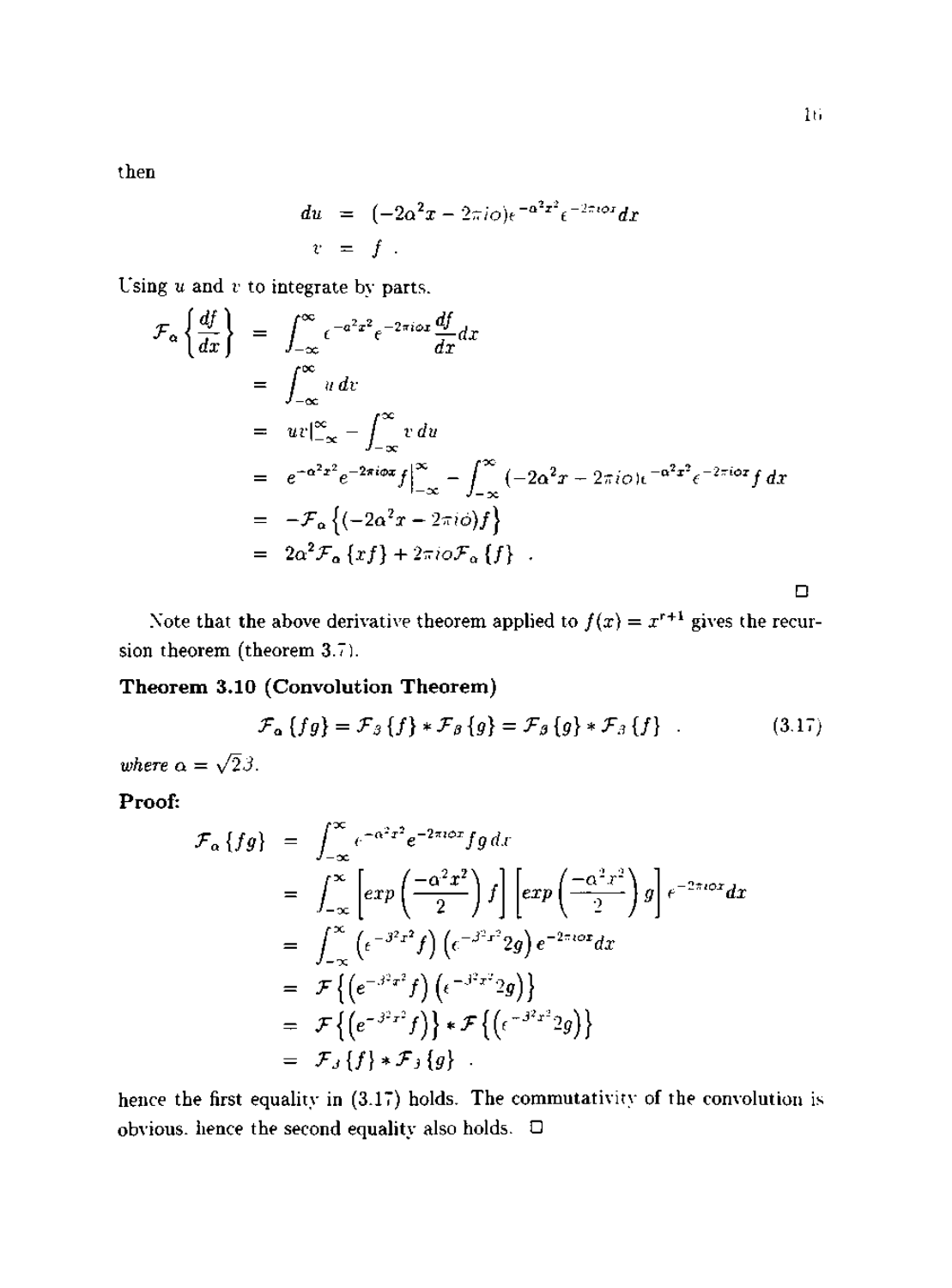then

$$
\begin{aligned}
du &= (-2\alpha^2 x - 2\pi i \omega) e^{-\alpha^2 x^2} e^{-2\pi i \omega x} dx \\
v &= f \ .
\end{aligned}
$$

Using $u$ and $v$ to integrate by parts.

$$
\begin{aligned}
\mathcal{F}_\alpha \left\{ \frac{df}{dx} \right\} &= \int_{-\infty}^{\infty} e^{-\alpha^2 x^2} e^{-2\pi i \omega x} \frac{df}{dx} dx \\
&= \int_{-\infty}^{\infty} u \, dv \\
&= uv\Big|_{-\infty}^{\infty} - \int_{-\infty}^{\infty} v \, du \\
&= e^{-\alpha^2 x^2} e^{-2\pi i \omega x} f \Big|_{-\infty}^{\infty} - \int_{-\infty}^{\infty} (-2\alpha^2 x - 2\pi i \omega) e^{-\alpha^2 x^2} e^{-2\pi i \omega x} f \, dx \\
&= -\mathcal{F}_\alpha \left\{ (-2\alpha^2 x - 2\pi i \omega) f \right\} \\
&= 2\alpha^2 \mathcal{F}_\alpha \{ xf \} + 2\pi i \omega \mathcal{F}_\alpha \{ f \} \ .
\end{aligned}
$$

□

Note that the above derivative theorem applied to $f(x) = x^{r+1}$ gives the recursion theorem (theorem 3.7).

**Theorem 3.10 (Convolution Theorem)**

$$
\mathcal{F}_\alpha \{ fg \} = \mathcal{F}_\beta \{ f \} * \mathcal{F}_\beta \{ g \} = \mathcal{F}_\beta \{ g \} * \mathcal{F}_\beta \{ f \} \ . \tag{3.17}
$$

*where* $\alpha = \sqrt{2}\beta$.

**Proof:**

$$
\begin{aligned}
\mathcal{F}_\alpha \{ fg \} &= \int_{-\infty}^{\infty} e^{-\alpha^2 x^2} e^{-2\pi i \omega x} f g \, dx \\
&= \int_{-\infty}^{\infty} \left[ exp\left( \frac{-\alpha^2 x^2}{2} \right) f \right] \left[ exp\left( \frac{-\alpha^2 x^2}{2} \right) g \right] e^{-2\pi i \omega x} dx \\
&= \int_{-\infty}^{\infty} \left( e^{-\beta^2 x^2} f \right) \left( e^{-\beta^2 x^2} 2g \right) e^{-2\pi i \omega x} dx \\
&= \mathcal{F} \left\{ \left( e^{-\beta^2 x^2} f \right) \left( e^{-\beta^2 x^2} 2g \right) \right\} \\
&= \mathcal{F} \left\{ \left( e^{-\beta^2 x^2} f \right) \right\} * \mathcal{F} \left\{ \left( e^{-\beta^2 x^2} 2g \right) \right\} \\
&= \mathcal{F}_\beta \{ f \} * \mathcal{F}_\beta \{ g \} \ .
\end{aligned}
$$

hence the first equality in (3.17) holds. The commutativity of the convolution is obvious. hence the second equality also holds. □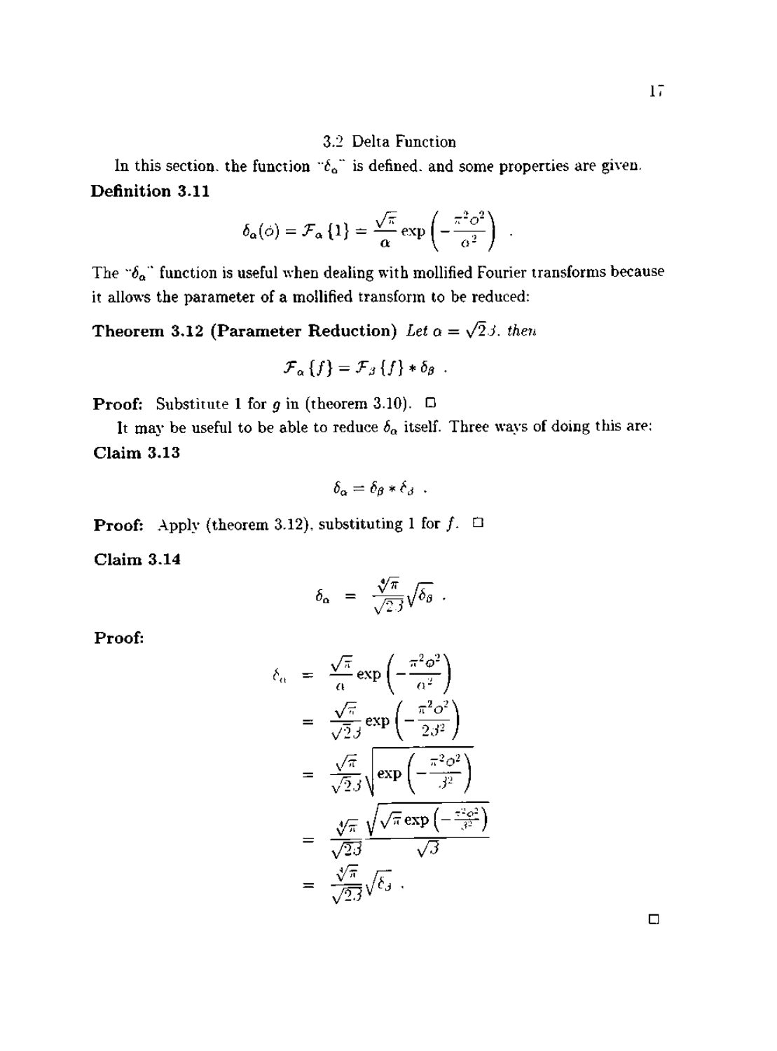### 3.2 Delta Function

In this section, the function "$\delta_\alpha$" is defined, and some properties are given.

**Definition 3.11**

$$\delta_\alpha(\phi) = \mathcal{F}_\alpha\{1\} = \frac{\sqrt{\pi}}{\alpha}\exp\left(-\frac{\pi^2\phi^2}{\alpha^2}\right) .$$

The "$\delta_\alpha$" function is useful when dealing with mollified Fourier transforms because it allows the parameter of a mollified transform to be reduced:

**Theorem 3.12 (Parameter Reduction)** *Let $\alpha = \sqrt{2}\beta$, then*

$$\mathcal{F}_\alpha\{f\} = \mathcal{F}_\beta\{f\} * \delta_\beta .$$

**Proof:** Substitute 1 for $g$ in (theorem 3.10). □

It may be useful to be able to reduce $\delta_\alpha$ itself. Three ways of doing this are:

**Claim 3.13**

$$\delta_\alpha = \delta_\beta * \delta_\beta .$$

**Proof:** Apply (theorem 3.12), substituting 1 for $f$. □

**Claim 3.14**

$$\delta_\alpha = \frac{\sqrt[4]{\pi}}{\sqrt{2\beta}}\sqrt{\delta_\beta} .$$

**Proof:**

$$\begin{aligned}
\delta_\alpha &= \frac{\sqrt{\pi}}{\alpha}\exp\left(-\frac{\pi^2\phi^2}{\alpha^2}\right) \\
&= \frac{\sqrt{\pi}}{\sqrt{2}\beta}\exp\left(-\frac{\pi^2\phi^2}{2\beta^2}\right) \\
&= \frac{\sqrt{\pi}}{\sqrt{2}\beta}\sqrt{\exp\left(-\frac{\pi^2\phi^2}{\beta^2}\right)} \\
&= \frac{\sqrt[4]{\pi}}{\sqrt{2\beta}}\frac{\sqrt{\sqrt{\pi}\exp\left(-\frac{\pi^2\phi^2}{\beta^2}\right)}}{\sqrt{\beta}} \\
&= \frac{\sqrt[4]{\pi}}{\sqrt{2\beta}}\sqrt{\delta_\beta} .
\end{aligned}$$

□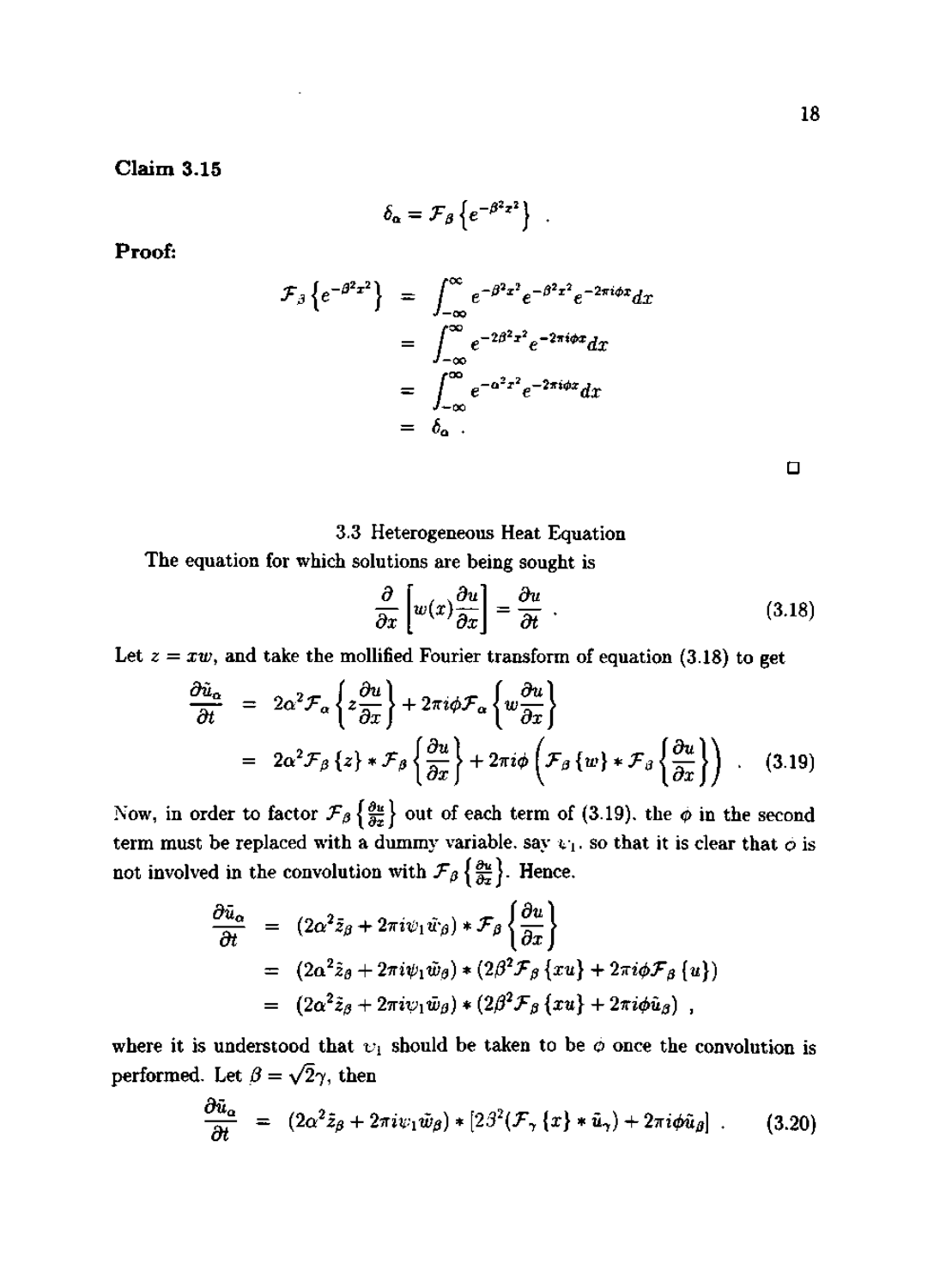**Claim 3.15**

$$\delta_\alpha = \mathcal{F}_\beta\left\{e^{-\beta^2 x^2}\right\} \ .$$

**Proof:**

$$\begin{aligned}
\mathcal{F}_\beta\left\{e^{-\beta^2 x^2}\right\} &= \int_{-\infty}^{\infty} e^{-\beta^2 x^2} e^{-\beta^2 x^2} e^{-2\pi i \phi x} dx \\
&= \int_{-\infty}^{\infty} e^{-2\beta^2 x^2} e^{-2\pi i \phi x} dx \\
&= \int_{-\infty}^{\infty} e^{-\alpha^2 x^2} e^{-2\pi i \phi x} dx \\
&= \delta_\alpha \ .
\end{aligned}$$

□

### 3.3 Heterogeneous Heat Equation

The equation for which solutions are being sought is

$$\frac{\partial}{\partial x}\left[w(x)\frac{\partial u}{\partial x}\right] = \frac{\partial u}{\partial t} \ . \tag{3.18}$$

Let $z = xw$, and take the mollified Fourier transform of equation (3.18) to get

$$\begin{aligned}
\frac{\partial \tilde{u}_\alpha}{\partial t} &= 2\alpha^2 \mathcal{F}_\alpha\left\{z\frac{\partial u}{\partial x}\right\} + 2\pi i \phi \mathcal{F}_\alpha\left\{w\frac{\partial u}{\partial x}\right\} \\
&= 2\alpha^2 \mathcal{F}_\beta\{z\} * \mathcal{F}_\beta\left\{\frac{\partial u}{\partial x}\right\} + 2\pi i \phi \left(\mathcal{F}_\beta\{w\} * \mathcal{F}_\beta\left\{\frac{\partial u}{\partial x}\right\}\right) \ . \qquad (3.19)
\end{aligned}$$

Now, in order to factor $\mathcal{F}_\beta\left\{\frac{\partial u}{\partial x}\right\}$ out of each term of (3.19), the $\phi$ in the second term must be replaced with a dummy variable, say $\psi_1$, so that it is clear that $\phi$ is not involved in the convolution with $\mathcal{F}_\beta\left\{\frac{\partial u}{\partial x}\right\}$. Hence,

$$\begin{aligned}
\frac{\partial \tilde{u}_\alpha}{\partial t} &= (2\alpha^2 \tilde{z}_\beta + 2\pi i \psi_1 \tilde{w}_\beta) * \mathcal{F}_\beta\left\{\frac{\partial u}{\partial x}\right\} \\
&= (2\alpha^2 \tilde{z}_\beta + 2\pi i \psi_1 \tilde{w}_\beta) * (2\beta^2 \mathcal{F}_\beta\{xu\} + 2\pi i \phi \mathcal{F}_\beta\{u\}) \\
&= (2\alpha^2 \tilde{z}_\beta + 2\pi i \psi_1 \tilde{w}_\beta) * (2\beta^2 \mathcal{F}_\beta\{xu\} + 2\pi i \phi \tilde{u}_\beta) \ ,
\end{aligned}$$

where it is understood that $\psi_1$ should be taken to be $\phi$ once the convolution is performed. Let $\beta = \sqrt{2}\gamma$, then

$$\frac{\partial \tilde{u}_\alpha}{\partial t} = (2\alpha^2 \tilde{z}_\beta + 2\pi i \psi_1 \tilde{w}_\beta) * [2\beta^2(\mathcal{F}_\gamma\{x\} * \tilde{u}_\gamma) + 2\pi i \phi \tilde{u}_\beta] \ . \tag{3.20}$$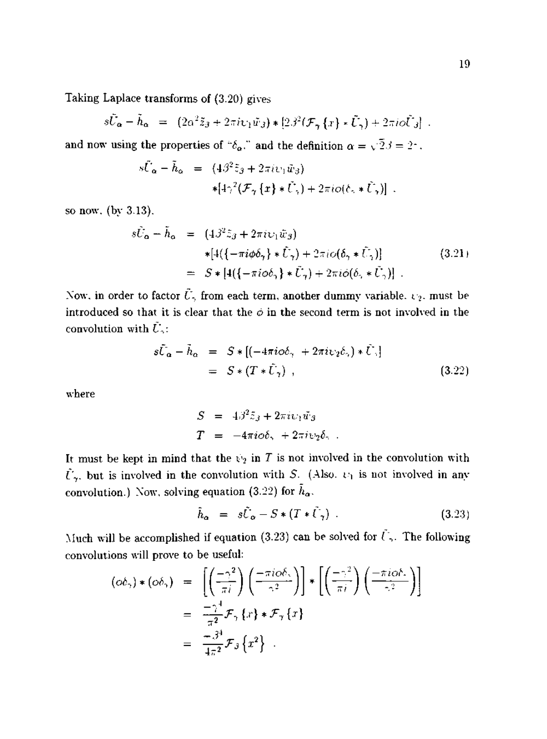Taking Laplace transforms of (3.20) gives

$$s\tilde{U}_\alpha - \tilde{h}_\alpha = (2\alpha^2 \tilde{z}_3 + 2\pi i \upsilon_1 \tilde{w}_3) * [2\beta^2(\mathcal{F}_\gamma\{x\} * \tilde{U}_\gamma) + 2\pi i o \tilde{U}_\beta] \ ,$$

and now using the properties of "$\delta_\alpha$," and the definition $\alpha = \sqrt{2}\beta = 2\gamma$,

$$\begin{aligned} s\tilde{U}_\alpha - \tilde{h}_\alpha &= (4\beta^2 \tilde{z}_3 + 2\pi i \upsilon_1 \tilde{w}_3) \\ &\quad * [4\gamma^2(\mathcal{F}_\gamma\{x\} * \tilde{U}_\gamma) + 2\pi i o(\delta_\gamma * \tilde{U}_\gamma)] \ , \end{aligned}$$

so now, (by 3.13),

$$\begin{aligned} s\tilde{U}_\alpha - \tilde{h}_\alpha &= (4\beta^2 \tilde{z}_3 + 2\pi i \upsilon_1 \tilde{w}_3) \\ &\quad * [4(\{-\pi i \phi \delta_\gamma\} * \tilde{U}_\gamma) + 2\pi i o(\delta_\gamma * \tilde{U}_\gamma)] \\ &= S * [4(\{-\pi i o \delta_\gamma\} * \tilde{U}_\gamma) + 2\pi i \phi(\delta_\gamma * \tilde{U}_\gamma)] \ . \end{aligned} \tag{3.21}$$

Now, in order to factor $\tilde{U}_\gamma$ from each term, another dummy variable, $\upsilon_2$, must be introduced so that it is clear that the $\phi$ in the second term is not involved in the convolution with $\tilde{U}_\gamma$:

$$\begin{aligned} s\tilde{U}_\alpha - \tilde{h}_\alpha &= S * [(-4\pi i o \delta_\gamma + 2\pi i \upsilon_2 \delta_\gamma) * \tilde{U}_\gamma] \\ &= S * (T * \tilde{U}_\gamma) \ , \end{aligned} \tag{3.22}$$

where

$$\begin{aligned} S &= 4\beta^2 \tilde{z}_3 + 2\pi i \upsilon_1 \tilde{w}_3 \\ T &= -4\pi i o \delta_\gamma + 2\pi i \upsilon_2 \delta_\gamma \ . \end{aligned}$$

It must be kept in mind that the $\upsilon_2$ in $T$ is not involved in the convolution with $\tilde{U}_\gamma$, but is involved in the convolution with $S$. (Also, $\upsilon_1$ is not involved in any convolution.) Now, solving equation (3.22) for $\tilde{h}_\alpha$,

$$\tilde{h}_\alpha = s\tilde{U}_\alpha - S * (T * \tilde{U}_\gamma) \ . \tag{3.23}$$

Much will be accomplished if equation (3.23) can be solved for $\tilde{U}_\gamma$. The following convolutions will prove to be useful:

$$\begin{aligned} (o\delta_\gamma) * (o\delta_\gamma) &= \left[\left(\frac{-\gamma^2}{\pi i}\right)\left(\frac{-\pi i o \delta_\gamma}{\gamma^2}\right)\right] * \left[\left(\frac{-\gamma^2}{\pi i}\right)\left(\frac{-\pi i o \delta_\gamma}{\gamma^2}\right)\right] \\ &= \frac{-\gamma^4}{\pi^2}\mathcal{F}_\gamma\{x\} * \mathcal{F}_\gamma\{x\} \\ &= \frac{-\beta^4}{4\pi^2}\mathcal{F}_\beta\{x^2\} \ . \end{aligned}$$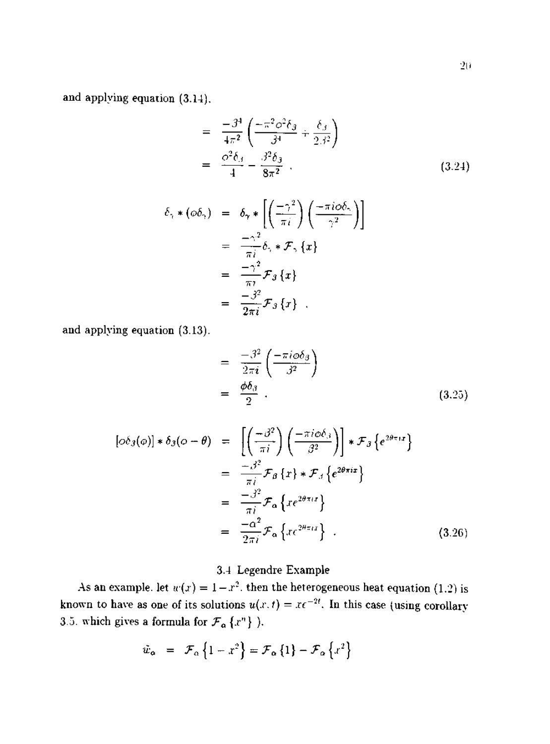and applying equation (3.14),

$$
\begin{aligned}
&= \frac{-\beta^4}{4\pi^2}\left(\frac{-\pi^2\phi^2\delta_\beta}{\beta^4} + \frac{\delta_\beta}{2\beta^2}\right) \\
&= \frac{\phi^2\delta_\beta}{4} - \frac{\beta^2\delta_\beta}{8\pi^2} \ . \qquad (3.24)
\end{aligned}
$$

$$
\begin{aligned}
\delta_\gamma * (\phi\delta_\gamma) &= \delta_\gamma * \left[\left(\frac{-\gamma^2}{\pi i}\right)\left(\frac{-\pi i\phi\delta_\gamma}{\gamma^2}\right)\right] \\
&= \frac{-\gamma^2}{\pi i}\delta_\gamma * \mathcal{F}_\gamma\{x\} \\
&= \frac{-\gamma^2}{\pi i}\mathcal{F}_\beta\{x\} \\
&= \frac{-\beta^2}{2\pi i}\mathcal{F}_\beta\{x\} \ .
\end{aligned}
$$

and applying equation (3.13),

$$
\begin{aligned}
&= \frac{-\beta^2}{2\pi i}\left(\frac{-\pi i\phi\delta_\beta}{\beta^2}\right) \\
&= \frac{\phi\delta_\beta}{2} \ . \qquad (3.25)
\end{aligned}
$$

$$
\begin{aligned}
[\phi\delta_\beta(\phi)] * \delta_\beta(\phi-\theta) &= \left[\left(\frac{-\beta^2}{\pi i}\right)\left(\frac{-\pi i\phi\delta_\beta}{\beta^2}\right)\right] * \mathcal{F}_\beta\left\{e^{2\theta\pi i x}\right\} \\
&= \frac{-\beta^2}{\pi i}\mathcal{F}_\beta\{x\} * \mathcal{F}_\beta\left\{e^{2\theta\pi i x}\right\} \\
&= \frac{-\beta^2}{\pi i}\mathcal{F}_\alpha\left\{xe^{2\theta\pi i x}\right\} \\
&= \frac{-\alpha^2}{2\pi i}\mathcal{F}_\alpha\left\{xe^{2\theta\pi i x}\right\} \ . \qquad (3.26)
\end{aligned}
$$

### 3.4 Legendre Example

As an example, let $w(x) = 1 - x^2$, then the heterogeneous heat equation (1.2) is known to have as one of its solutions $u(x,t) = xe^{-2t}$. In this case (using corollary 3.5, which gives a formula for $\mathcal{F}_\alpha\{x^n\}$ ),

$$
\tilde{w}_\alpha = \mathcal{F}_\alpha\left\{1 - x^2\right\} = \mathcal{F}_\alpha\{1\} - \mathcal{F}_\alpha\left\{x^2\right\}
$$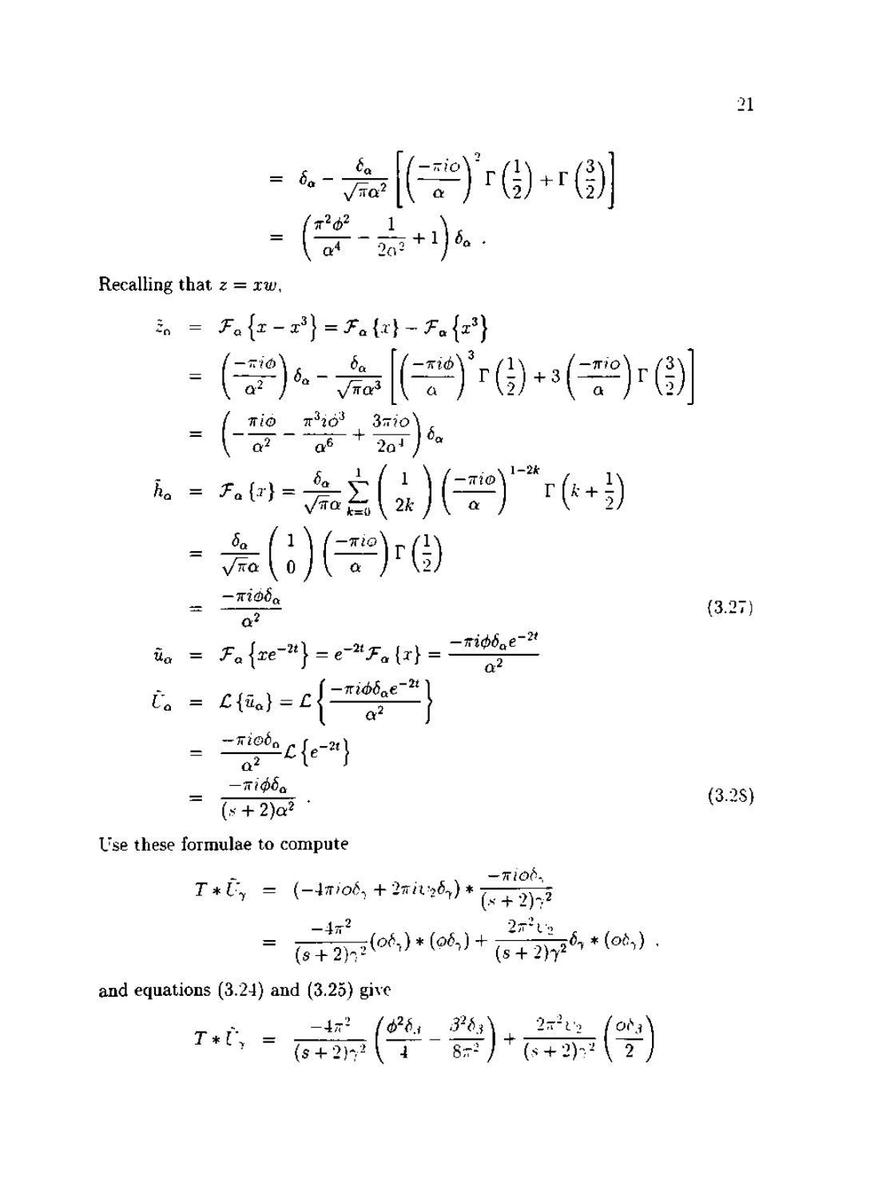$$
\begin{aligned}
&= \delta_\alpha - \frac{\delta_\alpha}{\sqrt{\pi}\alpha^2}\left[\left(\frac{-\pi i \phi}{\alpha}\right)^2 \Gamma\left(\frac{1}{2}\right) + \Gamma\left(\frac{3}{2}\right)\right] \\
&= \left(\frac{\pi^2\phi^2}{\alpha^4} - \frac{1}{2\alpha^2} + 1\right)\delta_\alpha \ .
\end{aligned}
$$

Recalling that $z = xw$,

$$
\begin{aligned}
\tilde{z}_\alpha &= \mathcal{F}_\alpha\left\{x - x^3\right\} = \mathcal{F}_\alpha\{x\} - \mathcal{F}_\alpha\left\{x^3\right\} \\
&= \left(\frac{-\pi i \phi}{\alpha^2}\right)\delta_\alpha - \frac{\delta_\alpha}{\sqrt{\pi}\alpha^3}\left[\left(\frac{-\pi i \phi}{\alpha}\right)^3 \Gamma\left(\frac{1}{2}\right) + 3\left(\frac{-\pi i \phi}{\alpha}\right)\Gamma\left(\frac{3}{2}\right)\right] \\
&= \left(-\frac{\pi i \phi}{\alpha^2} - \frac{\pi^3 i \phi^3}{\alpha^6} + \frac{3\pi i \phi}{2\alpha^4}\right)\delta_\alpha \\
\tilde{h}_\alpha &= \mathcal{F}_\alpha\{x\} = \frac{\delta_\alpha}{\sqrt{\pi}\alpha}\sum_{k=0}^{1}\begin{pmatrix} 1 \\ 2k \end{pmatrix}\left(\frac{-\pi i \phi}{\alpha}\right)^{1-2k}\Gamma\left(k + \frac{1}{2}\right) \\
&= \frac{\delta_\alpha}{\sqrt{\pi}\alpha}\begin{pmatrix} 1 \\ 0 \end{pmatrix}\left(\frac{-\pi i \phi}{\alpha}\right)\Gamma\left(\frac{1}{2}\right) \\
&= \frac{-\pi i \phi \delta_\alpha}{\alpha^2} \qquad (3.27) \\
\tilde{u}_\alpha &= \mathcal{F}_\alpha\left\{xe^{-2t}\right\} = e^{-2t}\mathcal{F}_\alpha\{x\} = \frac{-\pi i \phi \delta_\alpha e^{-2t}}{\alpha^2} \\
\tilde{U}_\alpha &= \mathcal{L}\{\tilde{u}_\alpha\} = \mathcal{L}\left\{\frac{-\pi i \phi \delta_\alpha e^{-2t}}{\alpha^2}\right\} \\
&= \frac{-\pi i \phi \delta_\alpha}{\alpha^2}\mathcal{L}\left\{e^{-2t}\right\} \\
&= \frac{-\pi i \phi \delta_\alpha}{(s+2)\alpha^2} \ . \qquad (3.28)
\end{aligned}
$$

Use these formulae to compute

$$
\begin{aligned}
T * \tilde{U}_\gamma &= (-4\pi i \phi \delta_\gamma + 2\pi i v_2 \delta_\gamma) * \frac{-\pi i \phi \delta_\gamma}{(s+2)\gamma^2} \\
&= \frac{-4\pi^2}{(s+2)\gamma^2}(\phi\delta_\gamma) * (\phi\delta_\gamma) + \frac{2\pi^2 v_2}{(s+2)\gamma^2}\delta_\gamma * (\phi\delta_\gamma) \ .
\end{aligned}
$$

and equations (3.24) and (3.25) give

$$
T * \tilde{U}_\gamma = \frac{-4\pi^2}{(s+2)\gamma^2}\left(\frac{\phi^2\delta_\beta}{4} - \frac{\beta^2\delta_\beta}{8\pi^2}\right) + \frac{2\pi^2 v_2}{(s+2)\gamma^2}\left(\frac{\phi\delta_\beta}{2}\right)
$$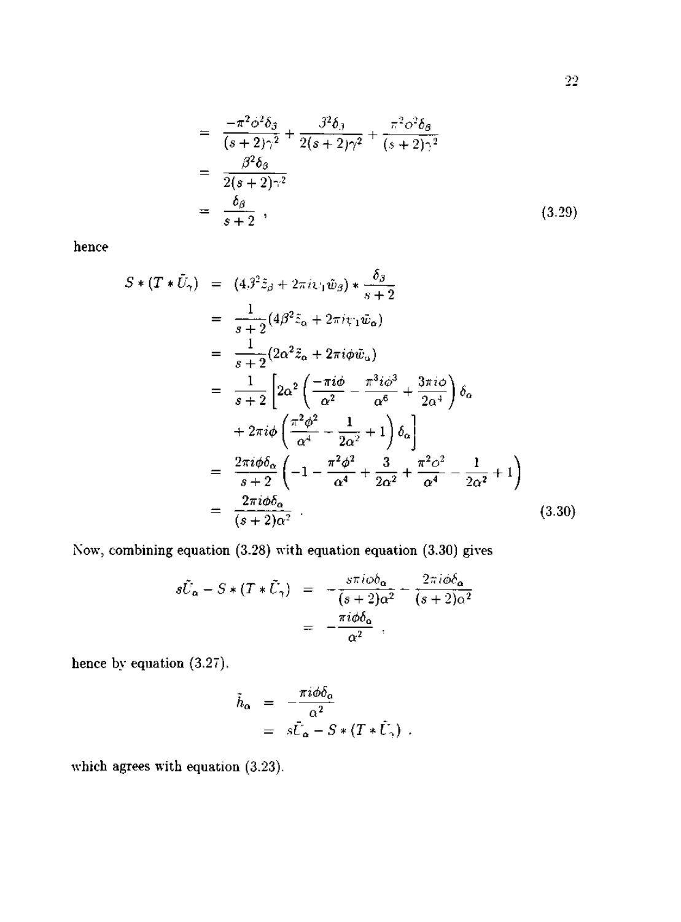$$
\begin{aligned}
&= \frac{-\pi^2\phi^2\delta_\beta}{(s+2)\gamma^2} + \frac{\beta^2\delta_\beta}{2(s+2)\gamma^2} + \frac{\pi^2\phi^2\delta_\beta}{(s+2)\gamma^2} \\
&= \frac{\beta^2\delta_\beta}{2(s+2)\gamma^2} \\
&= \frac{\delta_\beta}{s+2} \ ,
\end{aligned} \tag{3.29}
$$

hence

$$
\begin{aligned}
S * (T * \tilde{U}_\gamma) &= (4\beta^2\tilde{z}_\beta + 2\pi i\psi_1\tilde{w}_\beta) * \frac{\delta_\beta}{s+2} \\
&= \frac{1}{s+2}(4\beta^2\tilde{z}_\alpha + 2\pi i\psi_1\tilde{w}_\alpha) \\
&= \frac{1}{s+2}(2\alpha^2\tilde{z}_\alpha + 2\pi i\phi\tilde{w}_\alpha) \\
&= \frac{1}{s+2}\left[2\alpha^2\left(\frac{-\pi i\phi}{\alpha^2} - \frac{\pi^3 i\phi^3}{\alpha^6} + \frac{3\pi i\phi}{2\alpha^4}\right)\delta_\alpha \right. \\
&\quad \left. + 2\pi i\phi\left(\frac{\pi^2\phi^2}{\alpha^4} - \frac{1}{2\alpha^2} + 1\right)\delta_\alpha\right] \\
&= \frac{2\pi i\phi\delta_\alpha}{s+2}\left(-1 - \frac{\pi^2\phi^2}{\alpha^4} + \frac{3}{2\alpha^2} + \frac{\pi^2\phi^2}{\alpha^4} - \frac{1}{2\alpha^2} + 1\right) \\
&= \frac{2\pi i\phi\delta_\alpha}{(s+2)\alpha^2} \ .
\end{aligned} \tag{3.30}
$$

Now, combining equation (3.28) with equation equation (3.30) gives

$$
\begin{aligned}
s\tilde{U}_\alpha - S * (T * \tilde{U}_\gamma) &= -\frac{s\pi i\phi\delta_\alpha}{(s+2)\alpha^2} - \frac{2\pi i\phi\delta_\alpha}{(s+2)\alpha^2} \\
&= -\frac{\pi i\phi\delta_\alpha}{\alpha^2} \ ,
\end{aligned}
$$

hence by equation (3.27),

$$
\begin{aligned}
\tilde{h}_\alpha &= -\frac{\pi i\phi\delta_\alpha}{\alpha^2} \\
&= s\tilde{U}_\alpha - S * (T * \tilde{U}_\gamma) \ .
\end{aligned}
$$

which agrees with equation (3.23).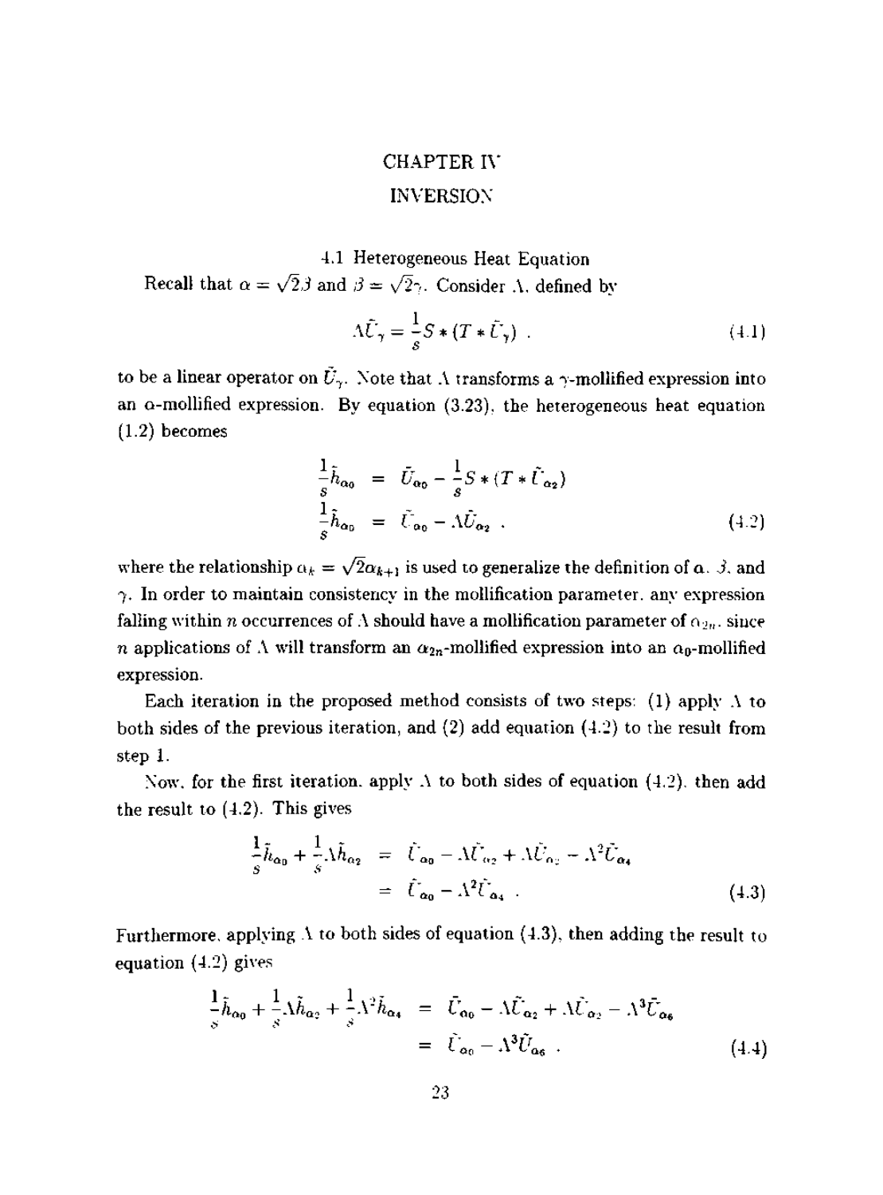# CHAPTER IV

# INVERSION

## 4.1 Heterogeneous Heat Equation

Recall that $\alpha = \sqrt{2}\beta$ and $\beta = \sqrt{2}\gamma$. Consider $\Lambda$, defined by

$$\Lambda \tilde{U}_\gamma = \frac{1}{s} S * (T * \tilde{U}_\gamma) \ . \tag{4.1}$$

to be a linear operator on $\tilde{U}_\gamma$. Note that $\Lambda$ transforms a $\gamma$-mollified expression into an $\alpha$-mollified expression. By equation (3.23), the heterogeneous heat equation (1.2) becomes

$$\begin{aligned}
\frac{1}{s}\tilde{h}_{\alpha_0} &= \tilde{U}_{\alpha_0} - \frac{1}{s} S * (T * \tilde{U}_{\alpha_2}) \\
\frac{1}{s}\tilde{h}_{\alpha_0} &= \tilde{U}_{\alpha_0} - \Lambda \tilde{U}_{\alpha_2} \ .
\end{aligned} \tag{4.2}$$

where the relationship $\alpha_k = \sqrt{2}\alpha_{k+1}$ is used to generalize the definition of $\alpha$, $\beta$, and $\gamma$. In order to maintain consistency in the mollification parameter, any expression falling within $n$ occurrences of $\Lambda$ should have a mollification parameter of $\alpha_{2n}$, since $n$ applications of $\Lambda$ will transform an $\alpha_{2n}$-mollified expression into an $\alpha_0$-mollified expression.

Each iteration in the proposed method consists of two steps: (1) apply $\Lambda$ to both sides of the previous iteration, and (2) add equation (4.2) to the result from step 1.

Now, for the first iteration, apply $\Lambda$ to both sides of equation (4.2), then add the result to (4.2). This gives

$$\begin{aligned}
\frac{1}{s}\tilde{h}_{\alpha_0} + \frac{1}{s}\Lambda\tilde{h}_{\alpha_2} &= \tilde{U}_{\alpha_0} - \Lambda\tilde{U}_{\alpha_2} + \Lambda\tilde{U}_{\alpha_2} - \Lambda^2\tilde{U}_{\alpha_4} \\
&= \tilde{U}_{\alpha_0} - \Lambda^2\tilde{U}_{\alpha_4} \ .
\end{aligned} \tag{4.3}$$

Furthermore, applying $\Lambda$ to both sides of equation (4.3), then adding the result to equation (4.2) gives

$$\begin{aligned}
\frac{1}{s}\tilde{h}_{\alpha_0} + \frac{1}{s}\Lambda\tilde{h}_{\alpha_2} + \frac{1}{s}\Lambda^2\tilde{h}_{\alpha_4} &= \tilde{U}_{\alpha_0} - \Lambda\tilde{U}_{\alpha_2} + \Lambda\tilde{U}_{\alpha_2} - \Lambda^3\tilde{U}_{\alpha_6} \\
&= \tilde{U}_{\alpha_0} - \Lambda^3\tilde{U}_{\alpha_6} \ .
\end{aligned} \tag{4.4}$$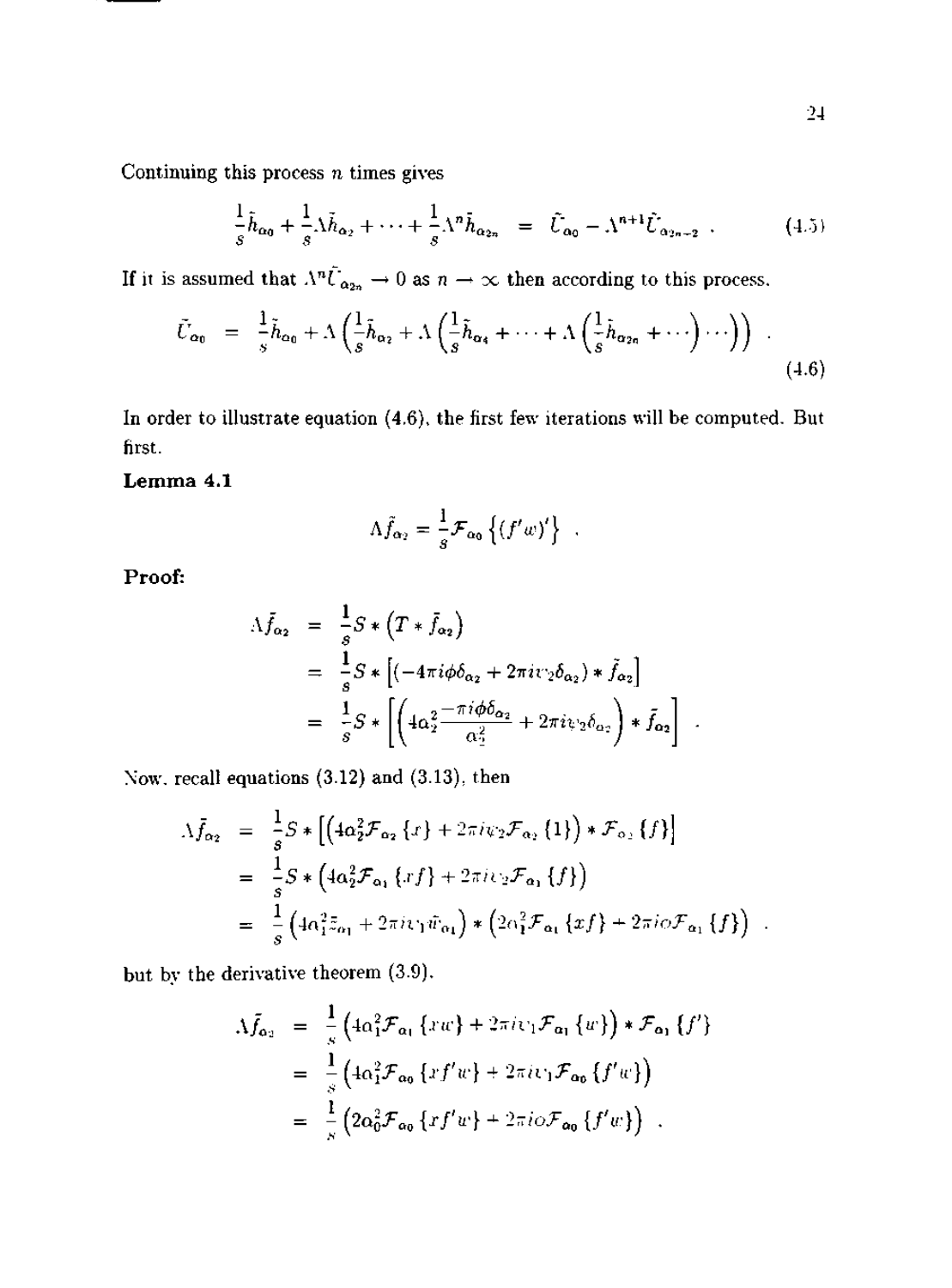Continuing this process $n$ times gives

$$\frac{1}{s}\tilde{h}_{\alpha_0} + \frac{1}{s}\Lambda\tilde{h}_{\alpha_2} + \cdots + \frac{1}{s}\Lambda^n\tilde{h}_{\alpha_{2n}} = \tilde{U}_{\alpha_0} - \Lambda^{n+1}\tilde{U}_{\alpha_{2n-2}} . \tag{4.5}$$

If it is assumed that $\Lambda^n\tilde{U}_{\alpha_{2n}} \to 0$ as $n \to \infty$ then according to this process.

$$\tilde{U}_{\alpha_0} = \frac{1}{s}\tilde{h}_{\alpha_0} + \Lambda\left(\frac{1}{s}\tilde{h}_{\alpha_2} + \Lambda\left(\frac{1}{s}\tilde{h}_{\alpha_4} + \cdots + \Lambda\left(\frac{1}{s}\tilde{h}_{\alpha_{2n}} + \cdots\right)\cdots\right)\right) . \tag{4.6}$$

In order to illustrate equation (4.6), the first few iterations will be computed. But first.

**Lemma 4.1**

$$\Lambda\tilde{f}_{\alpha_2} = \frac{1}{s}\mathcal{F}_{\alpha_0}\left\{(f'w)'\right\} .$$

**Proof:**

$$\begin{aligned}
\Lambda\tilde{f}_{\alpha_2} &= \frac{1}{s}S * \left(T * \tilde{f}_{\alpha_2}\right) \\
&= \frac{1}{s}S * \left[(-4\pi i\phi\delta_{\alpha_2} + 2\pi i v_2\delta_{\alpha_2}) * \tilde{f}_{\alpha_2}\right] \\
&= \frac{1}{s}S * \left[\left(4\alpha_2^2\frac{-\pi i\phi\delta_{\alpha_2}}{\alpha_2^2} + 2\pi i v_2\delta_{\alpha_2}\right) * \tilde{f}_{\alpha_2}\right] .
\end{aligned}$$

Now, recall equations (3.12) and (3.13), then

$$\begin{aligned}
\Lambda\tilde{f}_{\alpha_2} &= \frac{1}{s}S * \left[\left(4\alpha_2^2\mathcal{F}_{\alpha_2}\{x\} + 2\pi i v_2\mathcal{F}_{\alpha_2}\{1\}\right) * \mathcal{F}_{\alpha_2}\{f\}\right] \\
&= \frac{1}{s}S * \left(4\alpha_2^2\mathcal{F}_{\alpha_1}\{xf\} + 2\pi i v_2\mathcal{F}_{\alpha_1}\{f\}\right) \\
&= \frac{1}{s}\left(4\alpha_1^2\tilde{z}_{\alpha_1} + 2\pi i v_1\tilde{w}_{\alpha_1}\right) * \left(2\alpha_1^2\mathcal{F}_{\alpha_1}\{xf\} - 2\pi i\phi\mathcal{F}_{\alpha_1}\{f\}\right) .
\end{aligned}$$

but by the derivative theorem (3.9).

$$\begin{aligned}
\Lambda\tilde{f}_{\alpha_2} &= \frac{1}{s}\left(4\alpha_1^2\mathcal{F}_{\alpha_1}\{xw\} + 2\pi i v_1\mathcal{F}_{\alpha_1}\{w\}\right) * \mathcal{F}_{\alpha_1}\{f'\} \\
&= \frac{1}{s}\left(4\alpha_1^2\mathcal{F}_{\alpha_0}\{xf'w\} + 2\pi i v_1\mathcal{F}_{\alpha_0}\{f'w\}\right) \\
&= \frac{1}{s}\left(2\alpha_0^2\mathcal{F}_{\alpha_0}\{xf'w\} + 2\pi i\phi\mathcal{F}_{\alpha_0}\{f'w\}\right) .
\end{aligned}$$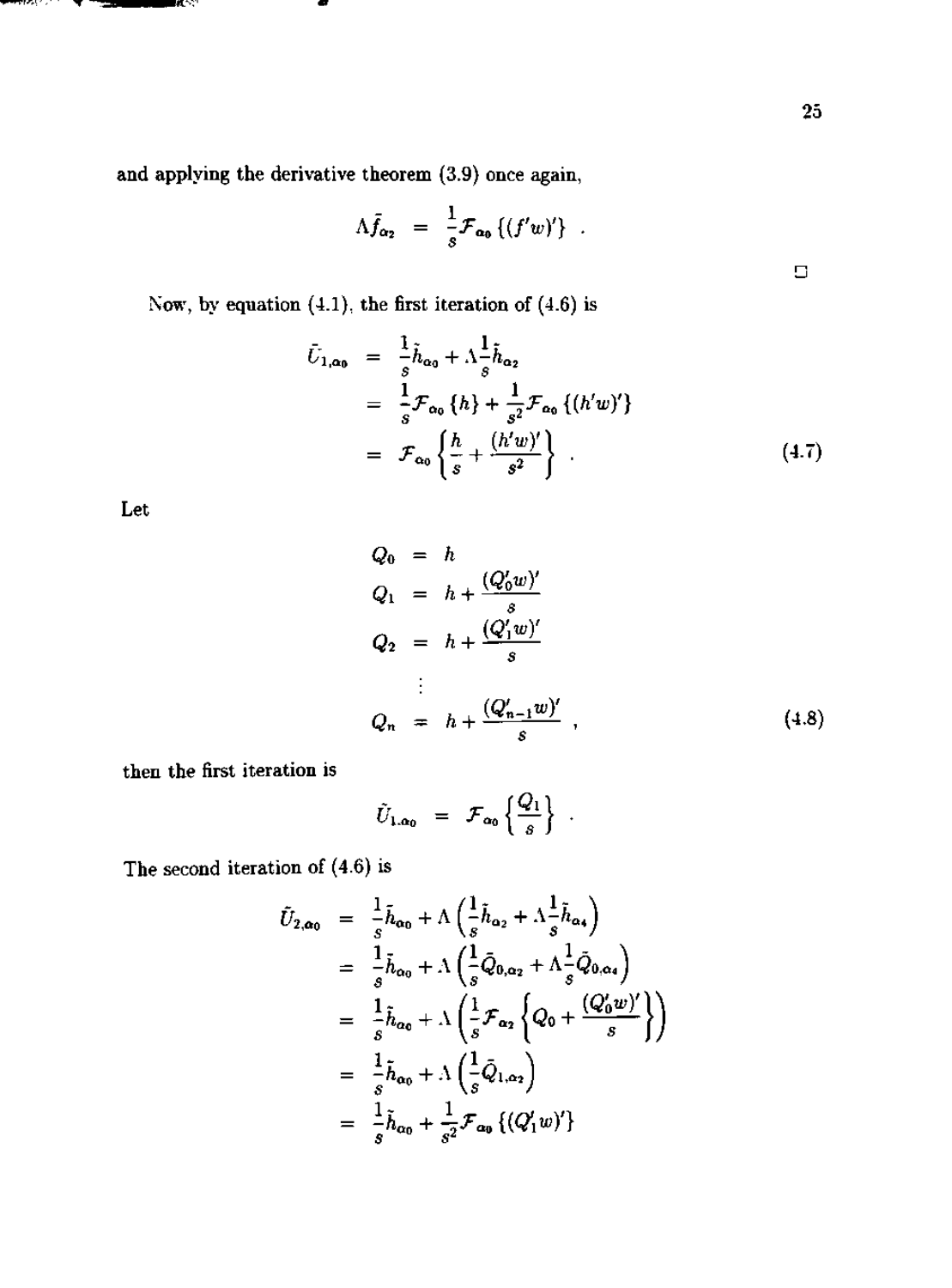and applying the derivative theorem (3.9) once again,

$$\Lambda \tilde{f}_{\alpha_2} = \frac{1}{s}\mathcal{F}_{\alpha_0}\left\{(f'w)'\right\} .$$

□

Now, by equation (4.1), the first iteration of (4.6) is

$$\begin{aligned}
\tilde{U}_{1,\alpha_0} &= \frac{1}{s}\tilde{h}_{\alpha_0} + \Lambda\frac{1}{s}\tilde{h}_{\alpha_2} \\
&= \frac{1}{s}\mathcal{F}_{\alpha_0}\left\{h\right\} + \frac{1}{s^2}\mathcal{F}_{\alpha_0}\left\{(h'w)'\right\} \\
&= \mathcal{F}_{\alpha_0}\left\{\frac{h}{s} + \frac{(h'w)'}{s^2}\right\} .
\end{aligned} \tag{4.7}$$

Let

$$\begin{aligned}
Q_0 &= h \\
Q_1 &= h + \frac{(Q_0'w)'}{s} \\
Q_2 &= h + \frac{(Q_1'w)'}{s} \\
&\vdots \\
Q_n &= h + \frac{(Q_{n-1}'w)'}{s} ,
\end{aligned} \tag{4.8}$$

then the first iteration is

$$\tilde{U}_{1,\alpha_0} = \mathcal{F}_{\alpha_0}\left\{\frac{Q_1}{s}\right\} .$$

The second iteration of (4.6) is

$$\begin{aligned}
\tilde{U}_{2,\alpha_0} &= \frac{1}{s}\tilde{h}_{\alpha_0} + \Lambda\left(\frac{1}{s}\tilde{h}_{\alpha_2} + \Lambda\frac{1}{s}\tilde{h}_{\alpha_4}\right) \\
&= \frac{1}{s}\tilde{h}_{\alpha_0} + \Lambda\left(\frac{1}{s}\tilde{Q}_{0,\alpha_2} + \Lambda\frac{1}{s}\tilde{Q}_{0,\alpha_4}\right) \\
&= \frac{1}{s}\tilde{h}_{\alpha_0} + \Lambda\left(\frac{1}{s}\mathcal{F}_{\alpha_2}\left\{Q_0 + \frac{(Q_0'w)'}{s}\right\}\right) \\
&= \frac{1}{s}\tilde{h}_{\alpha_0} + \Lambda\left(\frac{1}{s}\tilde{Q}_{1,\alpha_2}\right) \\
&= \frac{1}{s}\tilde{h}_{\alpha_0} + \frac{1}{s^2}\mathcal{F}_{\alpha_0}\left\{(Q_1'w)'\right\}
\end{aligned}$$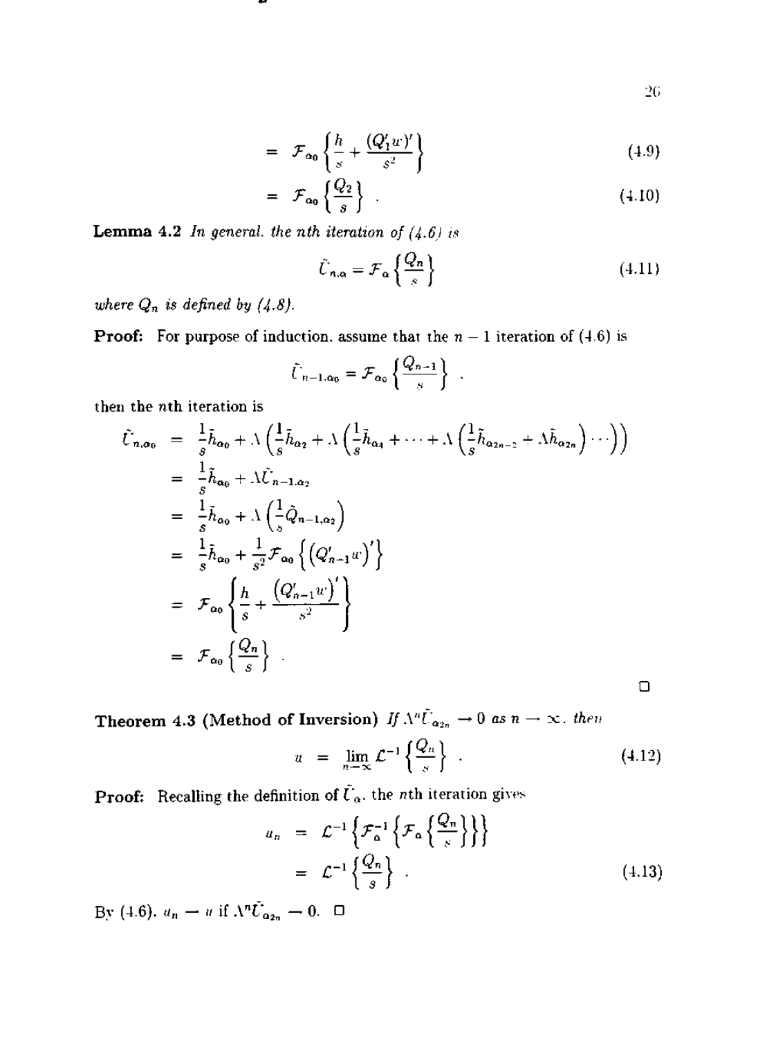$$= \mathcal{F}_{\alpha_0}\left\{\frac{h}{s} + \frac{(Q_1' w)'}{s^2}\right\} \tag{4.9}$$

$$= \mathcal{F}_{\alpha_0}\left\{\frac{Q_2}{s}\right\} . \tag{4.10}$$

**Lemma 4.2** *In general, the nth iteration of (4.6) is*

$$\tilde{U}_{n,\alpha} = \mathcal{F}_{\alpha}\left\{\frac{Q_n}{s}\right\} \tag{4.11}$$

*where $Q_n$ is defined by (4.8).*

**Proof:** For purpose of induction, assume that the $n-1$ iteration of (4.6) is

$$\tilde{U}_{n-1,\alpha_0} = \mathcal{F}_{\alpha_0}\left\{\frac{Q_{n-1}}{s}\right\} .$$

then the $n$th iteration is

$$\begin{aligned}
\tilde{U}_{n,\alpha_0} &= \frac{1}{s}\tilde{h}_{\alpha_0} + \lambda\left(\frac{1}{s}\tilde{h}_{\alpha_2} + \lambda\left(\frac{1}{s}\tilde{h}_{\alpha_4} + \cdots + \lambda\left(\frac{1}{s}\tilde{h}_{\alpha_{2n-2}} + \lambda\tilde{h}_{\alpha_{2n}}\right)\cdots\right)\right) \\
&= \frac{1}{s}\tilde{h}_{\alpha_0} + \lambda\tilde{U}_{n-1,\alpha_2} \\
&= \frac{1}{s}\tilde{h}_{\alpha_0} + \lambda\left(\frac{1}{s}\tilde{Q}_{n-1,\alpha_2}\right) \\
&= \frac{1}{s}\tilde{h}_{\alpha_0} + \frac{1}{s^2}\mathcal{F}_{\alpha_0}\left\{\left(Q_{n-1}' w\right)'\right\} \\
&= \mathcal{F}_{\alpha_0}\left\{\frac{h}{s} + \frac{\left(Q_{n-1}' w\right)'}{s^2}\right\} \\
&= \mathcal{F}_{\alpha_0}\left\{\frac{Q_n}{s}\right\} .
\end{aligned}$$

□

**Theorem 4.3 (Method of Inversion)** *If $\lambda^n \tilde{U}_{\alpha_{2n}} \to 0$ as $n \to \infty$, then*

$$u = \lim_{n\to\infty} \mathcal{L}^{-1}\left\{\frac{Q_n}{s}\right\} . \tag{4.12}$$

**Proof:** Recalling the definition of $\tilde{U}_{\alpha}$, the $n$th iteration gives

$$\begin{aligned}
u_n &= \mathcal{L}^{-1}\left\{\mathcal{F}_{\alpha}^{-1}\left\{\mathcal{F}_{\alpha}\left\{\frac{Q_n}{s}\right\}\right\}\right\} \\
&= \mathcal{L}^{-1}\left\{\frac{Q_n}{s}\right\} .
\end{aligned} \tag{4.13}$$

By (4.6), $u_n \to u$ if $\lambda^n \tilde{U}_{\alpha_{2n}} \to 0$. □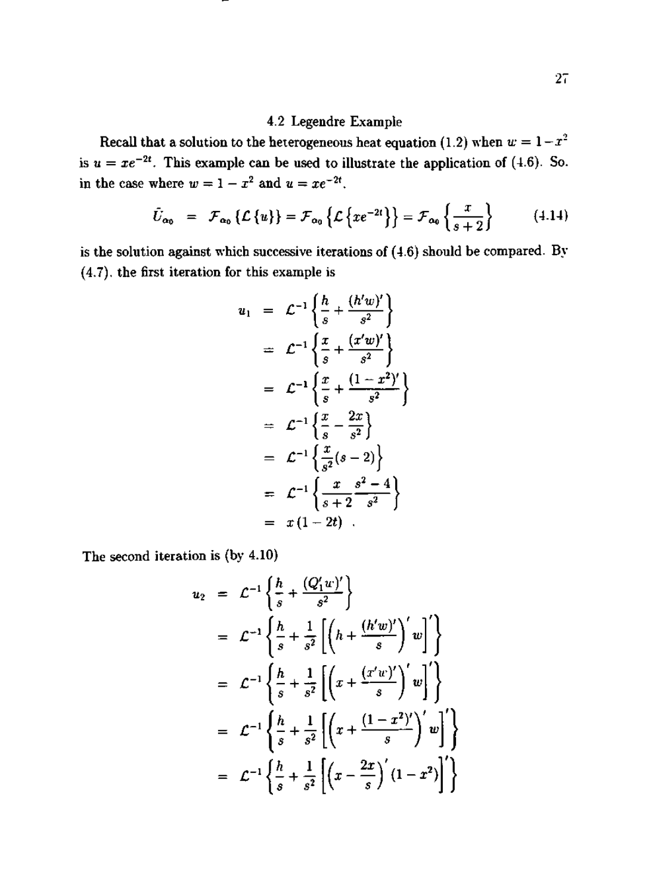### 4.2 Legendre Example

Recall that a solution to the heterogeneous heat equation (1.2) when $w = 1 - x^2$ is $u = xe^{-2t}$. This example can be used to illustrate the application of (4.6). So, in the case where $w = 1 - x^2$ and $u = xe^{-2t}$,

$$\tilde{U}_{\alpha_0} = \mathcal{F}_{\alpha_0}\{\mathcal{L}\{u\}\} = \mathcal{F}_{\alpha_0}\left\{\mathcal{L}\left\{xe^{-2t}\right\}\right\} = \mathcal{F}_{\alpha_0}\left\{\frac{x}{s+2}\right\} \tag{4.14}$$

is the solution against which successive iterations of (4.6) should be compared. By (4.7), the first iteration for this example is

$$\begin{aligned}
u_1 &= \mathcal{L}^{-1}\left\{\frac{h}{s} + \frac{(h'w)'}{s^2}\right\} \\
&= \mathcal{L}^{-1}\left\{\frac{x}{s} + \frac{(x'w)'}{s^2}\right\} \\
&= \mathcal{L}^{-1}\left\{\frac{x}{s} + \frac{(1-x^2)'}{s^2}\right\} \\
&= \mathcal{L}^{-1}\left\{\frac{x}{s} - \frac{2x}{s^2}\right\} \\
&= \mathcal{L}^{-1}\left\{\frac{x}{s^2}(s-2)\right\} \\
&= \mathcal{L}^{-1}\left\{\frac{x}{s+2}\frac{s^2-4}{s^2}\right\} \\
&= x(1-2t) \ .
\end{aligned}$$

The second iteration is (by 4.10)

$$\begin{aligned}
u_2 &= \mathcal{L}^{-1}\left\{\frac{h}{s} + \frac{(Q_1'w)'}{s^2}\right\} \\
&= \mathcal{L}^{-1}\left\{\frac{h}{s} + \frac{1}{s^2}\left[\left(h + \frac{(h'w)'}{s}\right)' w\right]'\right\} \\
&= \mathcal{L}^{-1}\left\{\frac{h}{s} + \frac{1}{s^2}\left[\left(x + \frac{(x'w)'}{s}\right)' w\right]'\right\} \\
&= \mathcal{L}^{-1}\left\{\frac{h}{s} + \frac{1}{s^2}\left[\left(x + \frac{(1-x^2)'}{s}\right)' w\right]'\right\} \\
&= \mathcal{L}^{-1}\left\{\frac{h}{s} + \frac{1}{s^2}\left[\left(x - \frac{2x}{s}\right)'(1-x^2)\right]'\right\}
\end{aligned}$$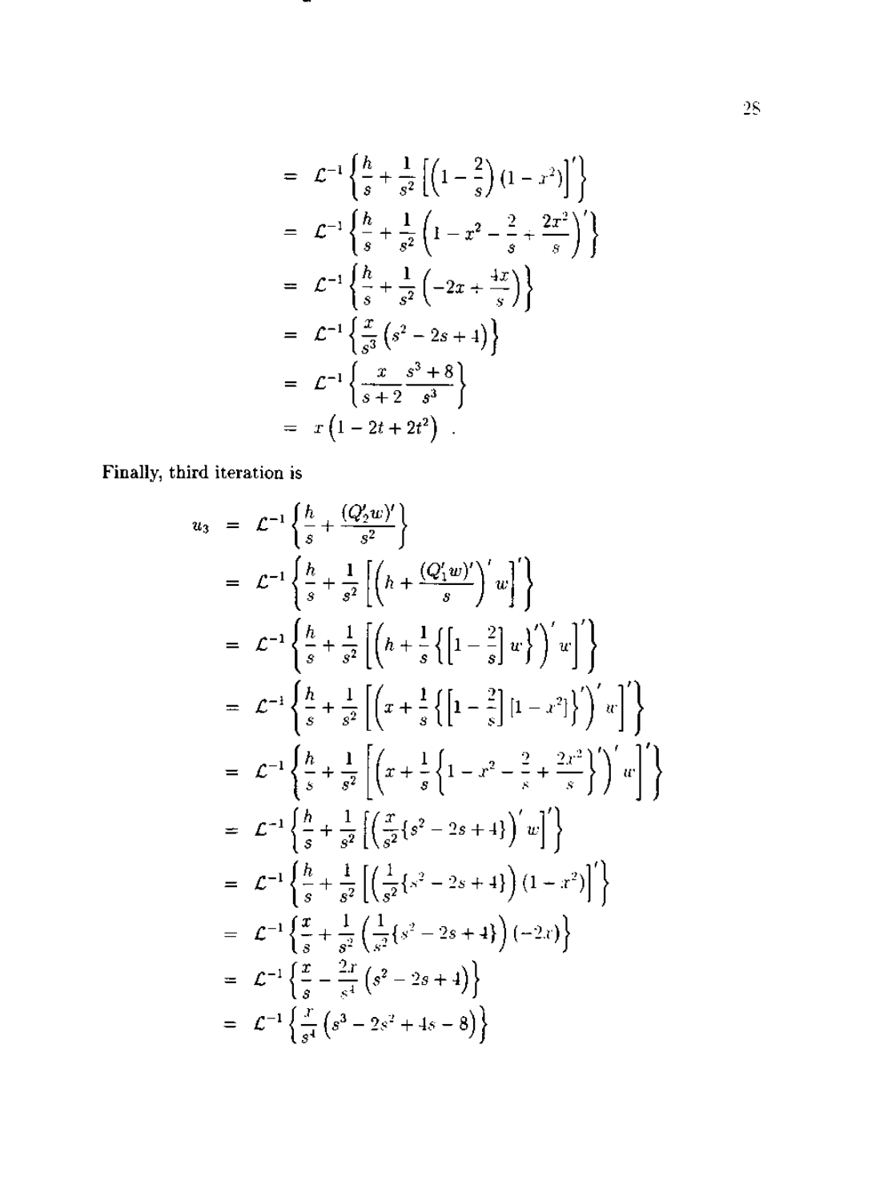$$
\begin{aligned}
&= \mathcal{L}^{-1}\left\{\frac{h}{s} + \frac{1}{s^2}\left[\left(1-\frac{2}{s}\right)(1-x^2)\right]'\right\} \\
&= \mathcal{L}^{-1}\left\{\frac{h}{s} + \frac{1}{s^2}\left(1-x^2-\frac{2}{s}+\frac{2x^2}{s}\right)'\right\} \\
&= \mathcal{L}^{-1}\left\{\frac{h}{s} + \frac{1}{s^2}\left(-2x+\frac{4x}{s}\right)\right\} \\
&= \mathcal{L}^{-1}\left\{\frac{x}{s^3}\left(s^2-2s+4\right)\right\} \\
&= \mathcal{L}^{-1}\left\{\frac{x}{s+2}\frac{s^3+8}{s^3}\right\} \\
&= x\left(1-2t+2t^2\right) \ .
\end{aligned}
$$

Finally, third iteration is

$$
\begin{aligned}
u_3 &= \mathcal{L}^{-1}\left\{\frac{h}{s} + \frac{(Q_2'w)'}{s^2}\right\} \\
&= \mathcal{L}^{-1}\left\{\frac{h}{s} + \frac{1}{s^2}\left[\left(h+\frac{(Q_1'w)'}{s}\right)'w\right]'\right\} \\
&= \mathcal{L}^{-1}\left\{\frac{h}{s} + \frac{1}{s^2}\left[\left(h+\frac{1}{s}\left\{\left[1-\frac{2}{s}\right]w\right\}'\right)'w\right]'\right\} \\
&= \mathcal{L}^{-1}\left\{\frac{h}{s} + \frac{1}{s^2}\left[\left(x+\frac{1}{s}\left\{\left[1-\frac{2}{s}\right][1-x^2]\right\}'\right)'w\right]'\right\} \\
&= \mathcal{L}^{-1}\left\{\frac{h}{s} + \frac{1}{s^2}\left[\left(x+\frac{1}{s}\left\{1-x^2-\frac{2}{s}+\frac{2x^2}{s}\right\}'\right)'w\right]'\right\} \\
&= \mathcal{L}^{-1}\left\{\frac{h}{s} + \frac{1}{s^2}\left[\left(\frac{x}{s^2}\{s^2-2s+4\}\right)'w\right]'\right\} \\
&= \mathcal{L}^{-1}\left\{\frac{h}{s} + \frac{1}{s^2}\left[\left(\frac{1}{s^2}\{s^2-2s+4\}\right)(1-x^2)\right]'\right\} \\
&= \mathcal{L}^{-1}\left\{\frac{x}{s} + \frac{1}{s^2}\left(\frac{1}{s^2}\{s^2-2s+4\}\right)(-2x)\right\} \\
&= \mathcal{L}^{-1}\left\{\frac{x}{s} - \frac{2x}{s^4}\left(s^2-2s+4\right)\right\} \\
&= \mathcal{L}^{-1}\left\{\frac{x}{s^4}\left(s^3-2s^2+4s-8\right)\right\}
\end{aligned}
$$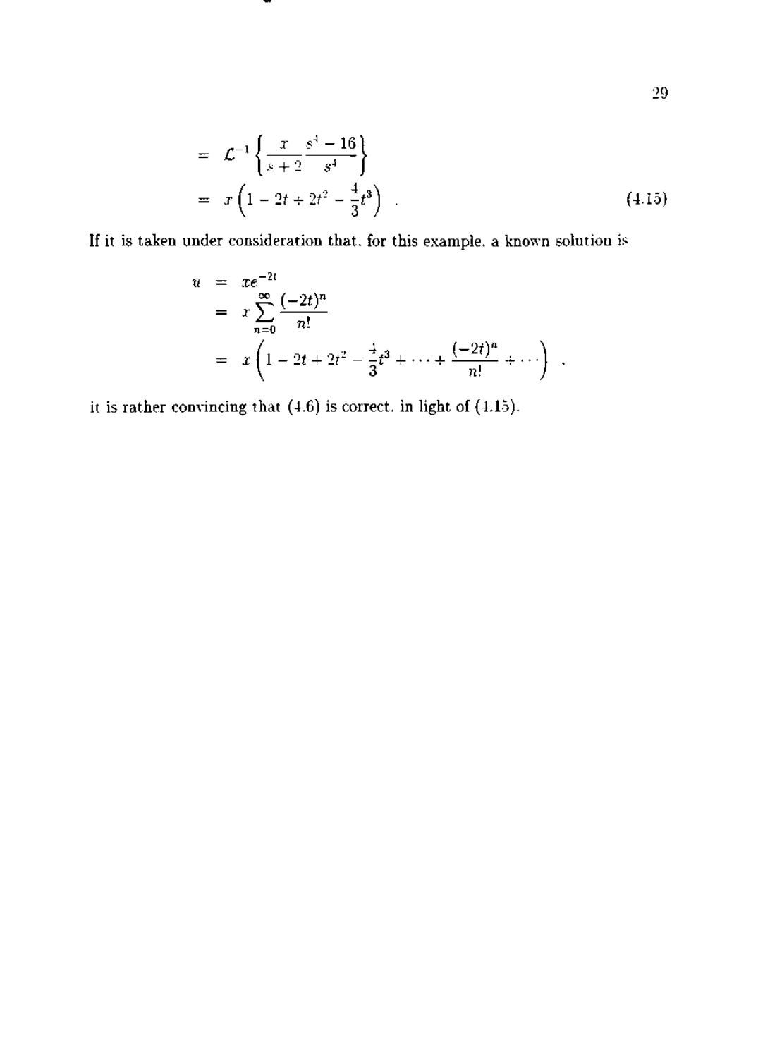$$
\begin{aligned}
&= \mathcal{L}^{-1}\left\{\frac{x}{s+2}\frac{s^4-16}{s^4}\right\} \\
&= x\left(1-2t+2t^2-\frac{4}{3}t^3\right) \quad . \qquad (4.15)
\end{aligned}
$$

If it is taken under consideration that, for this example, a known solution is

$$
\begin{aligned}
u &= xe^{-2t} \\
&= x\sum_{n=0}^{\infty}\frac{(-2t)^n}{n!} \\
&= x\left(1-2t+2t^2-\frac{4}{3}t^3+\cdots+\frac{(-2t)^n}{n!}+\cdots\right) \quad ,
\end{aligned}
$$

it is rather convincing that (4.6) is correct, in light of (4.15).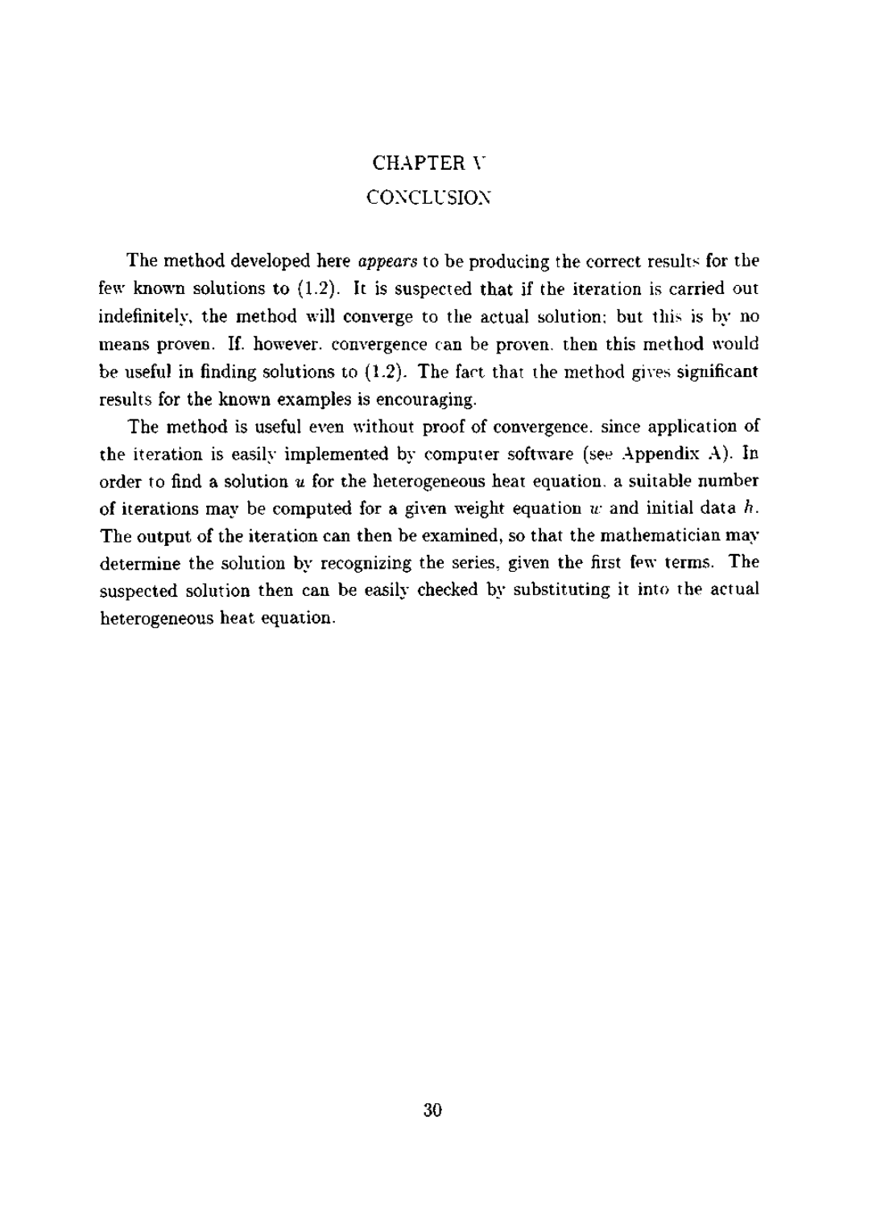# CHAPTER V

# CONCLUSION

The method developed here *appears* to be producing the correct results for the few known solutions to (1.2). It is suspected that if the iteration is carried out indefinitely, the method will converge to the actual solution; but this is by no means proven. If, however, convergence can be proven, then this method would be useful in finding solutions to (1.2). The fact that the method gives significant results for the known examples is encouraging.

The method is useful even without proof of convergence, since application of the iteration is easily implemented by computer software (see Appendix A). In order to find a solution $u$ for the heterogeneous heat equation, a suitable number of iterations may be computed for a given weight equation $w$ and initial data $h$. The output of the iteration can then be examined, so that the mathematician may determine the solution by recognizing the series, given the first few terms. The suspected solution then can be easily checked by substituting it into the actual heterogeneous heat equation.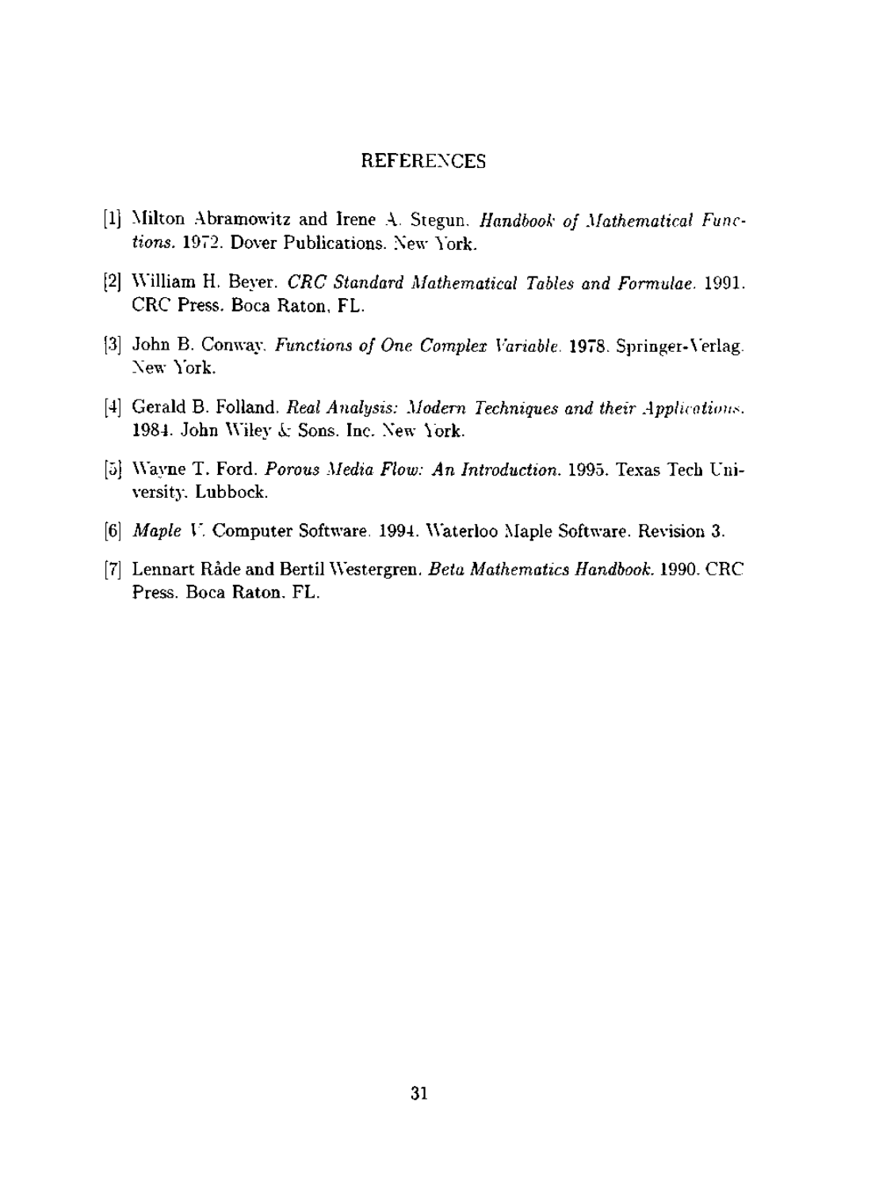## REFERENCES

[1] Milton Abramowitz and Irene A. Stegun. *Handbook of Mathematical Functions.* 1972. Dover Publications. New York.

[2] William H. Beyer. *CRC Standard Mathematical Tables and Formulae.* 1991. CRC Press. Boca Raton, FL.

[3] John B. Conway. *Functions of One Complex Variable.* 1978. Springer-Verlag. New York.

[4] Gerald B. Folland. *Real Analysis: Modern Techniques and their Applications.* 1984. John Wiley & Sons. Inc. New York.

[5] Wayne T. Ford. *Porous Media Flow: An Introduction.* 1995. Texas Tech University. Lubbock.

[6] *Maple V.* Computer Software. 1994. Waterloo Maple Software. Revision 3.

[7] Lennart Råde and Bertil Westergren. *Beta Mathematics Handbook.* 1990. CRC Press. Boca Raton. FL.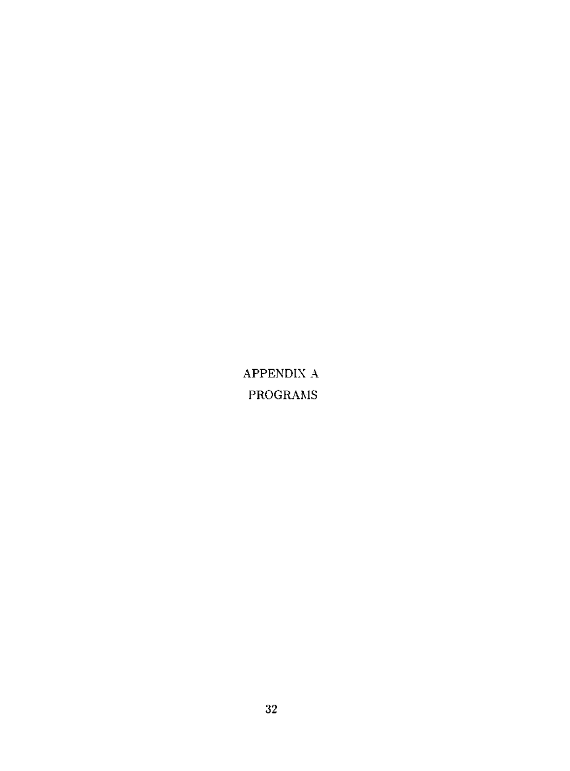# APPENDIX A

# PROGRAMS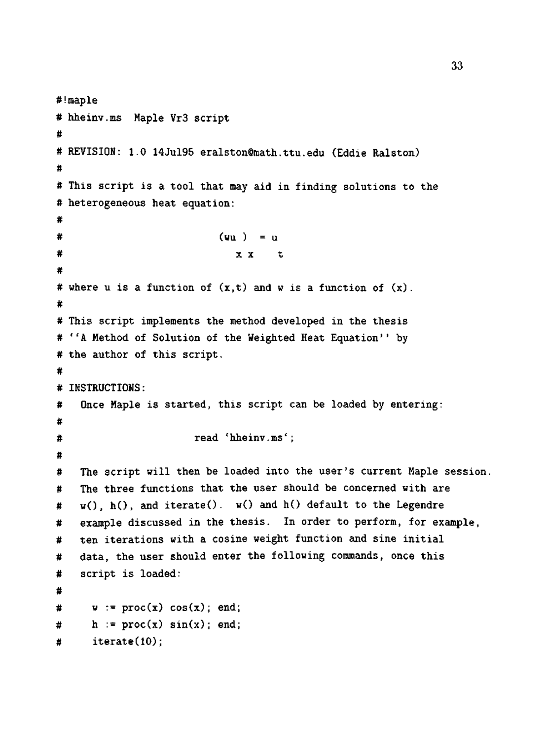```
#!maple
# hheinv.ms  Maple Vr3 script
#
# REVISION: 1.0 14Jul95 eralston@math.ttu.edu (Eddie Ralston)
#
# This script is a tool that may aid in finding solutions to the
# heterogeneous heat equation:
#
#                            (wu )  = u
#                               x x    t
#
# where u is a function of (x,t) and w is a function of (x).
#
# This script implements the method developed in the thesis
# ``A Method of Solution of the Weighted Heat Equation'' by
# the author of this script.
#
# INSTRUCTIONS:
#   Once Maple is started, this script can be loaded by entering:
#
#                      read `hheinv.ms`;
#
#   The script will then be loaded into the user's current Maple session.
#   The three functions that the user should be concerned with are
#   w(), h(), and iterate().  w() and h() default to the Legendre
#   example discussed in the thesis.  In order to perform, for example,
#   ten iterations with a cosine weight function and sine initial
#   data, the user should enter the following commands, once this
#   script is loaded:
#
#     w := proc(x) cos(x); end;
#     h := proc(x) sin(x); end;
#     iterate(10);
```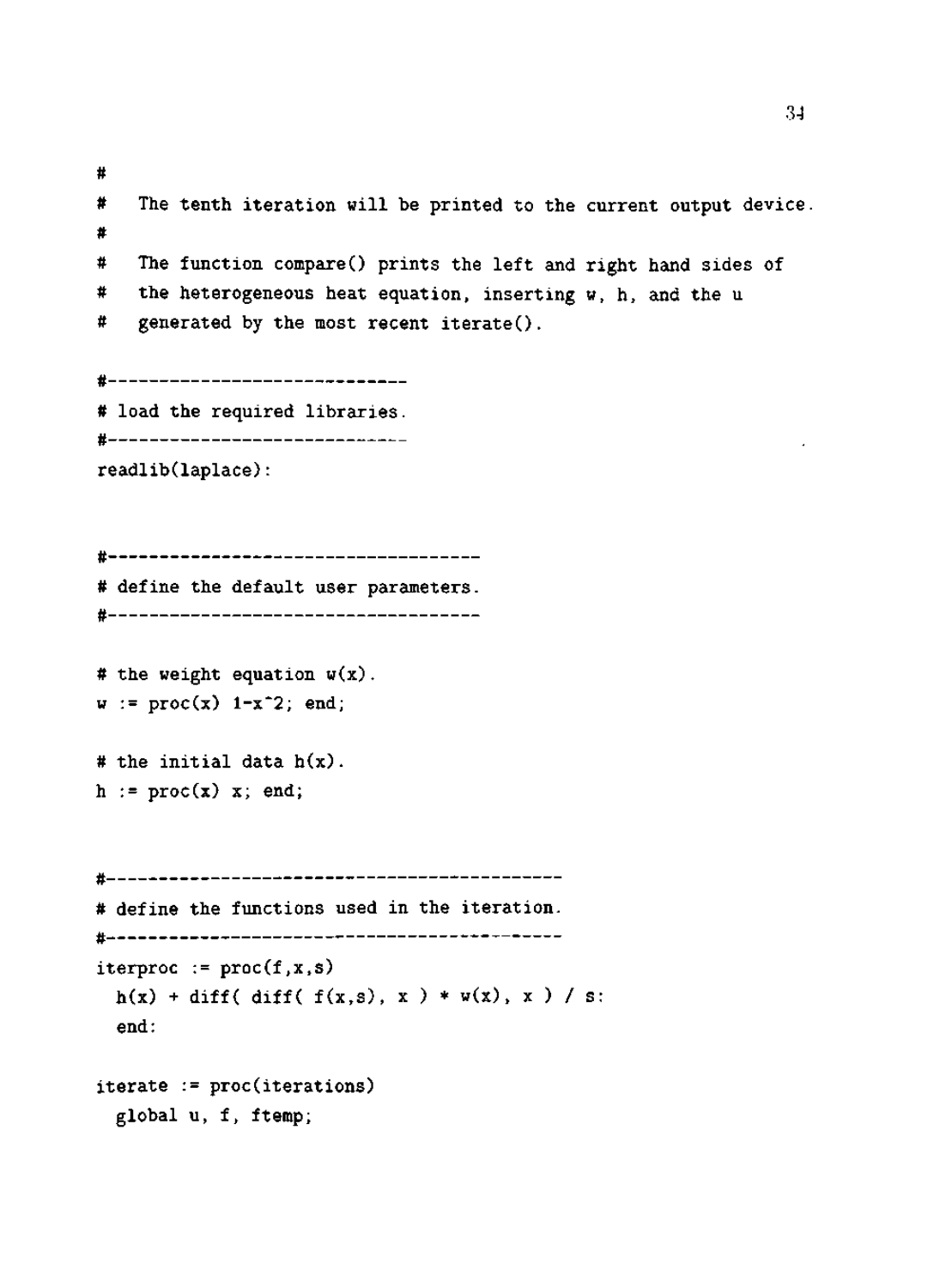```
#
#   The tenth iteration will be printed to the current output device.
#
#   The function compare() prints the left and right hand sides of
#   the heterogeneous heat equation, inserting w, h, and the u
#   generated by the most recent iterate().

#-----------------------------
# load the required libraries.
#-----------------------------
readlib(laplace):



#------------------------------------
# define the default user parameters.
#------------------------------------

# the weight equation w(x).
w := proc(x) 1-x^2; end;

# the initial data h(x).
h := proc(x) x; end;



#--------------------------------------------
# define the functions used in the iteration.
#--------------------------------------------
iterproc := proc(f,x,s)
  h(x) + diff( diff( f(x,s), x ) * w(x), x ) / s:
  end:

iterate := proc(iterations)
  global u, f, ftemp;
```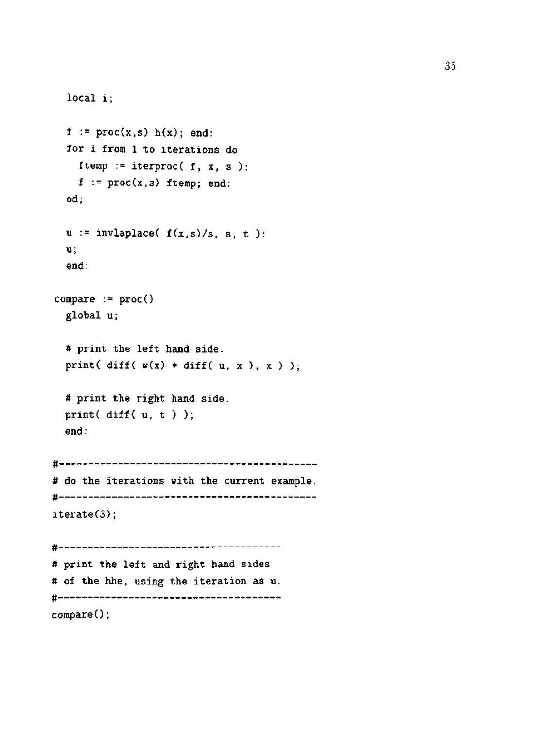```
  local i;

  f := proc(x,s) h(x); end:
  for i from 1 to iterations do
    ftemp := iterproc( f, x, s ):
    f := proc(x,s) ftemp; end:
  od;

  u := invlaplace( f(x,s)/s, s, t ):
  u;
  end:

compare := proc()
  global u;

  # print the left hand side.
  print( diff( w(x) * diff( u, x ), x ) );

  # print the right hand side.
  print( diff( u, t ) );
  end:

#--------------------------------------------
# do the iterations with the current example.
#--------------------------------------------
iterate(3);

#-------------------------------------
# print the left and right hand sides
# of the hhe, using the iteration as u.
#-------------------------------------
compare();
```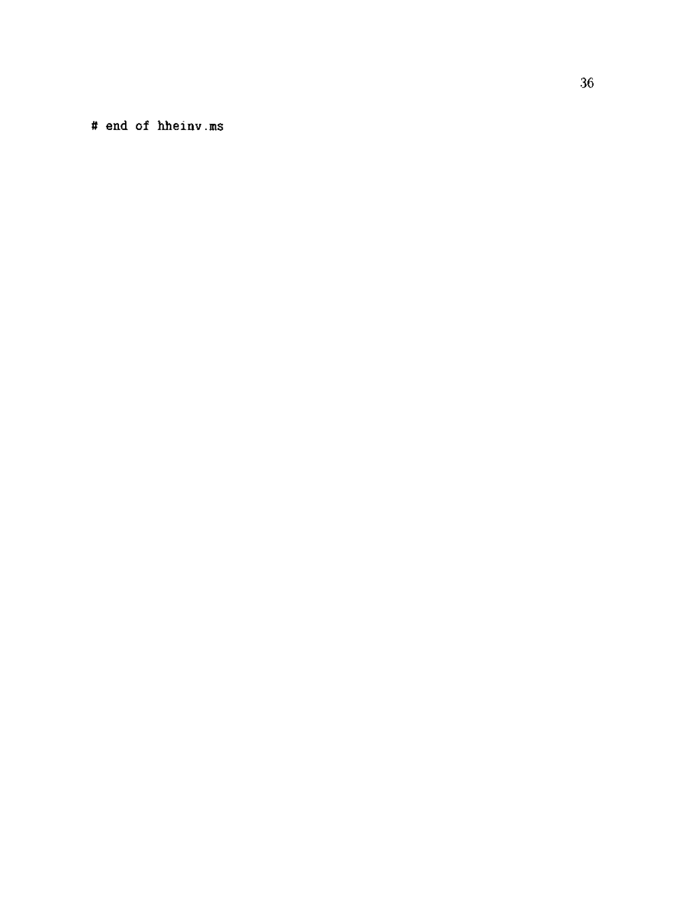```
# end of hheinv.ms
```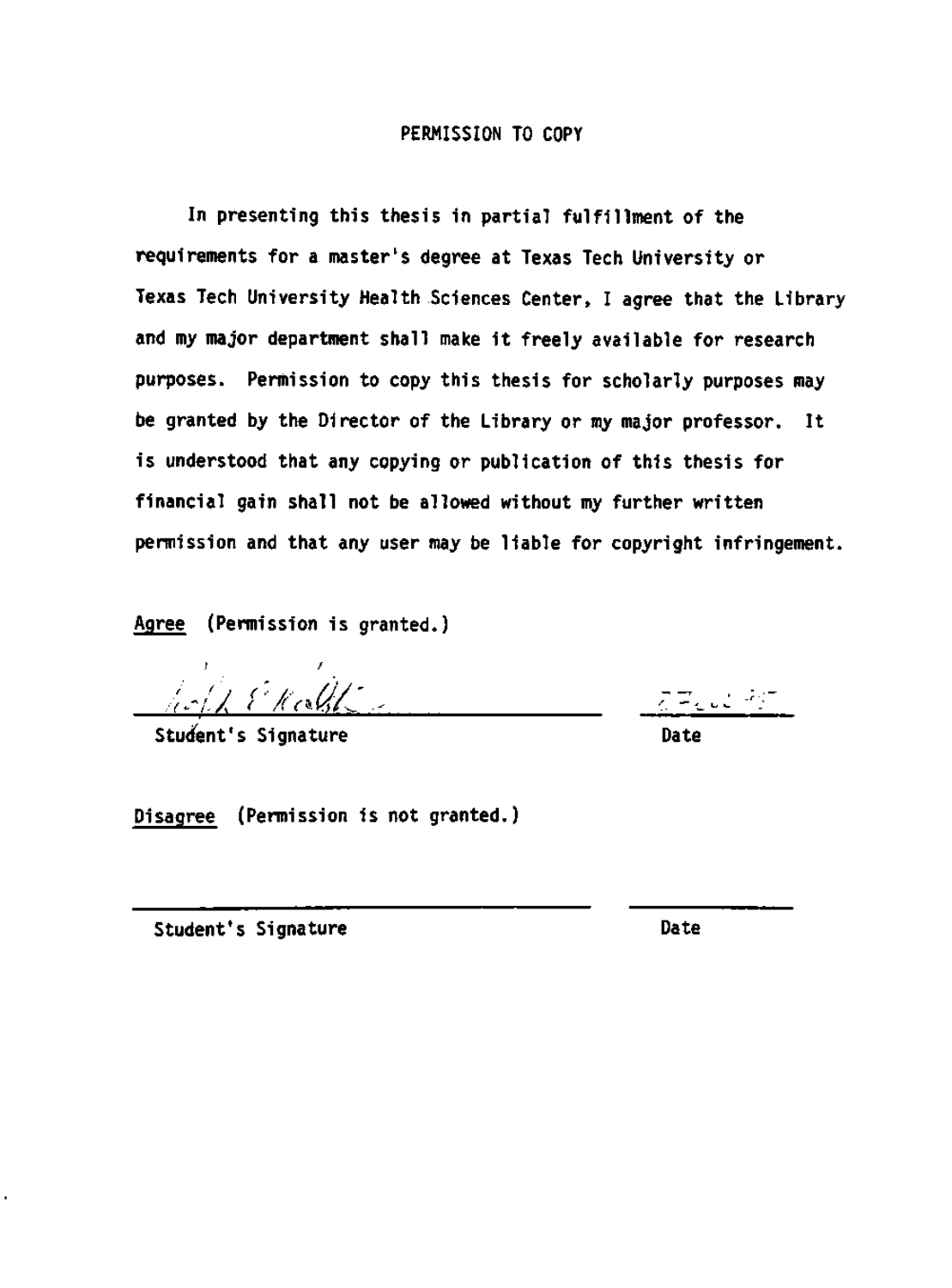# PERMISSION TO COPY

In presenting this thesis in partial fulfillment of the requirements for a master's degree at Texas Tech University or Texas Tech University Health Sciences Center, I agree that the Library and my major department shall make it freely available for research purposes. Permission to copy this thesis for scholarly purposes may be granted by the Director of the Library or my major professor. It is understood that any copying or publication of this thesis for financial gain shall not be allowed without my further written permission and that any user may be liable for copyright infringement.

Agree (Permission is granted.)

_______________________________ &nbsp;&nbsp;&nbsp;&nbsp; _______________

Student's Signature &nbsp;&nbsp;&nbsp;&nbsp;&nbsp;&nbsp;&nbsp;&nbsp;&nbsp;&nbsp;&nbsp;&nbsp;&nbsp;&nbsp;&nbsp;&nbsp;&nbsp;&nbsp;&nbsp;&nbsp;&nbsp;&nbsp;&nbsp;&nbsp; Date

Disagree (Permission is not granted.)

_______________________________ &nbsp;&nbsp;&nbsp;&nbsp; _______________

Student's Signature &nbsp;&nbsp;&nbsp;&nbsp;&nbsp;&nbsp;&nbsp;&nbsp;&nbsp;&nbsp;&nbsp;&nbsp;&nbsp;&nbsp;&nbsp;&nbsp;&nbsp;&nbsp;&nbsp;&nbsp;&nbsp;&nbsp;&nbsp;&nbsp; Date